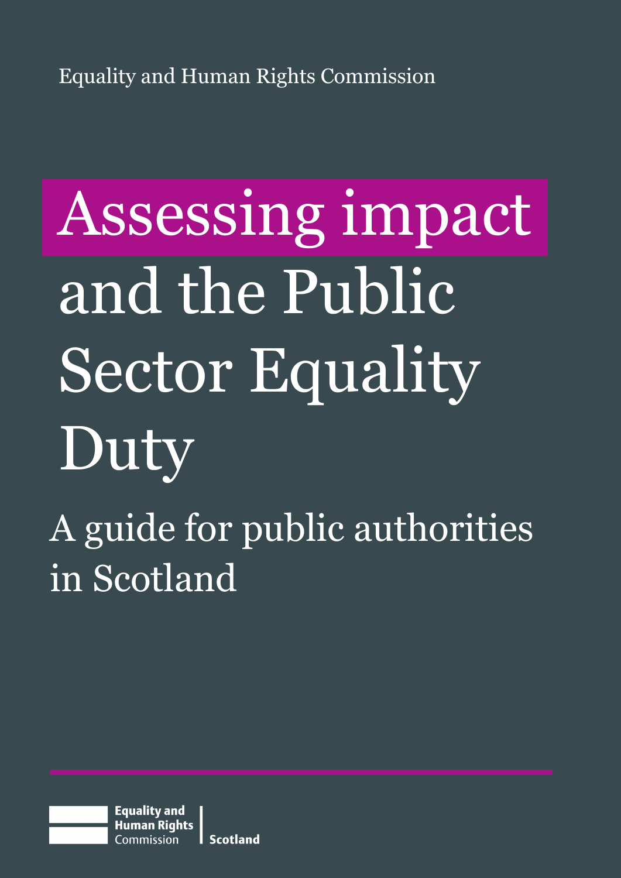Equality and Human Rights Commission

# Assessing impact and the Public Sector Equality Duty

## A guide for public authorities in Scotland

Equality and Human Rights Commission | Scotland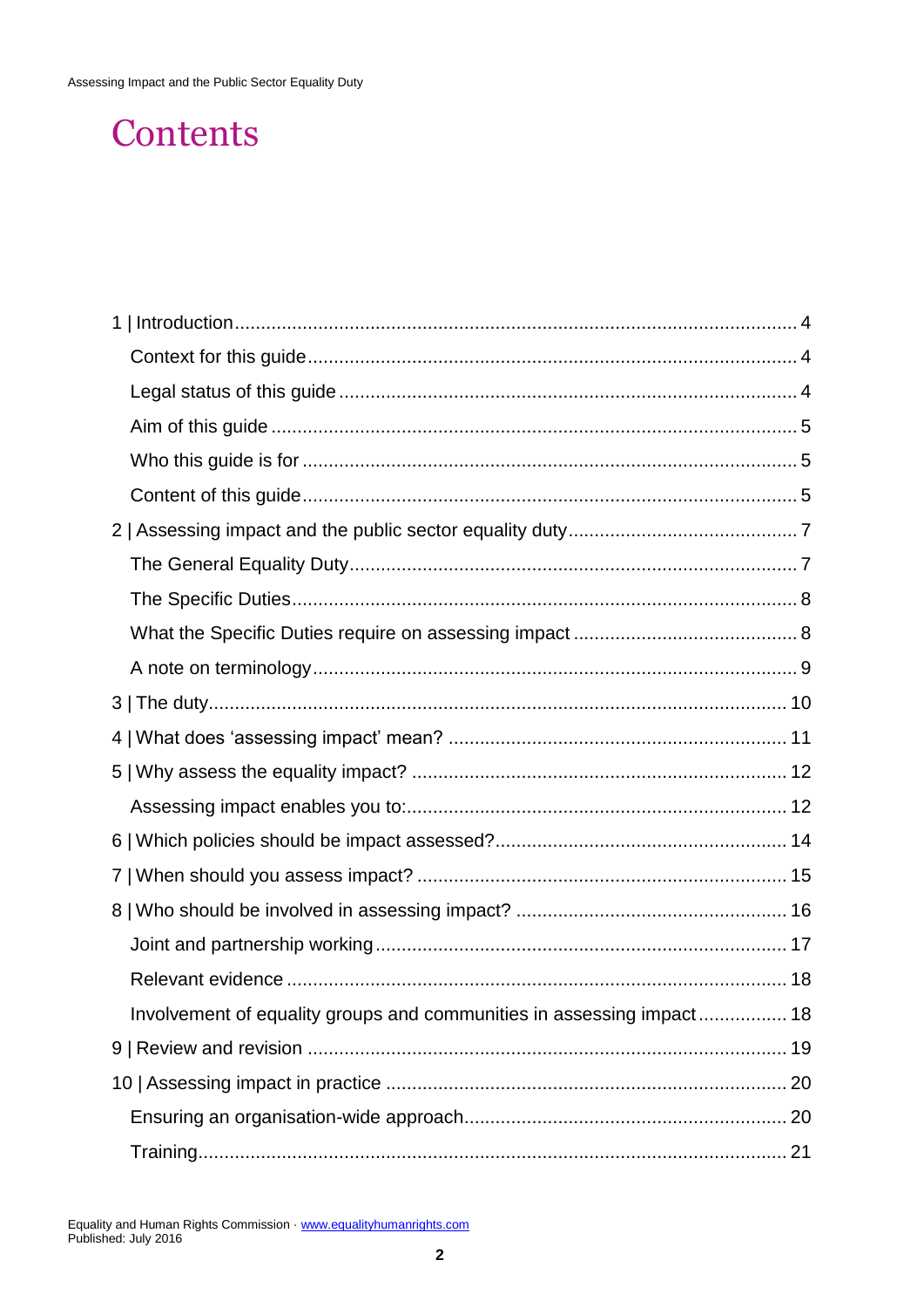# Contents

1 | Introduction ... 4

- Context for this guide ... 4
- Legal status of this guide ... 4
- Aim of this guide ... 5
- Who this guide is for ... 5
- Content of this guide ... 5

2 | Assessing impact and the public sector equality duty ... 7

- The General Equality Duty ... 7
- The Specific Duties ... 8
- What the Specific Duties require on assessing impact ... 8
- A note on terminology ... 9

3 | The duty ... 10

4 | What does ‘assessing impact’ mean? ... 11

5 | Why assess the equality impact? ... 12

- Assessing impact enables you to: ... 12

6 | Which policies should be impact assessed? ... 14

7 | When should you assess impact? ... 15

8 | Who should be involved in assessing impact? ... 16

- Joint and partnership working ... 17
- Relevant evidence ... 18
- Involvement of equality groups and communities in assessing impact ... 18

9 | Review and revision ... 19

10 | Assessing impact in practice ... 20

- Ensuring an organisation-wide approach ... 20
- Training ... 21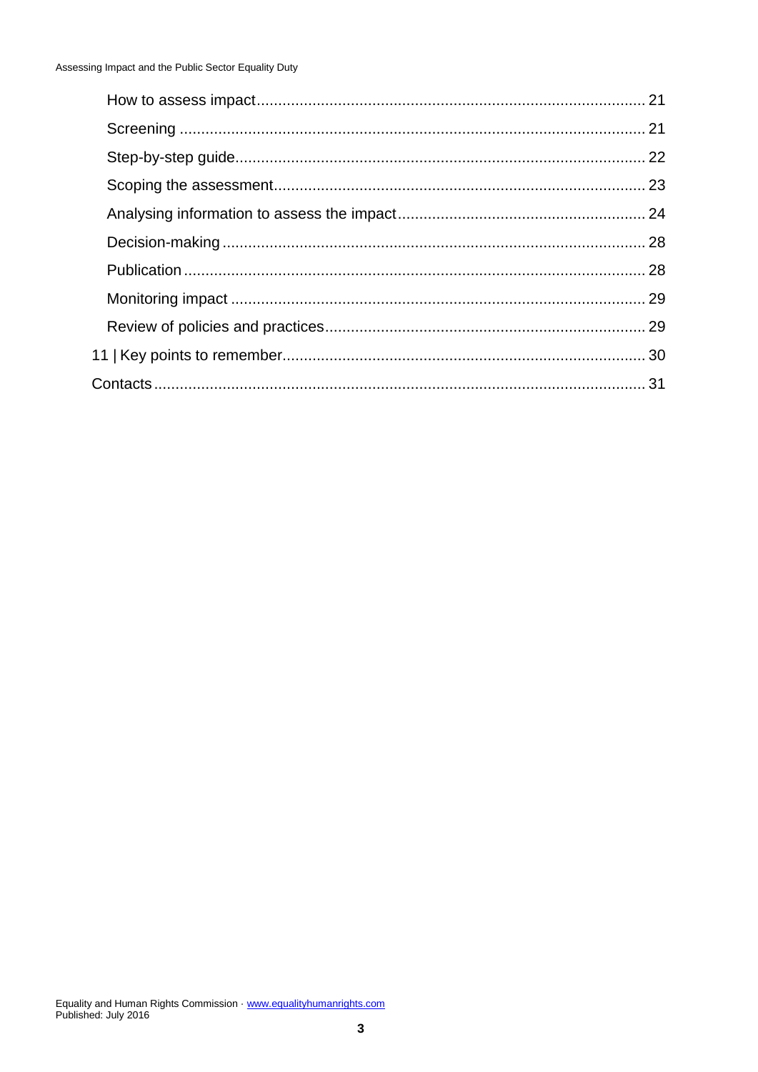How to assess impact .......... 21

Screening .......... 21

Step-by-step guide .......... 22

Scoping the assessment .......... 23

Analysing information to assess the impact .......... 24

Decision-making .......... 28

Publication .......... 28

Monitoring impact .......... 29

Review of policies and practices .......... 29

11 | Key points to remember .......... 30

Contacts .......... 31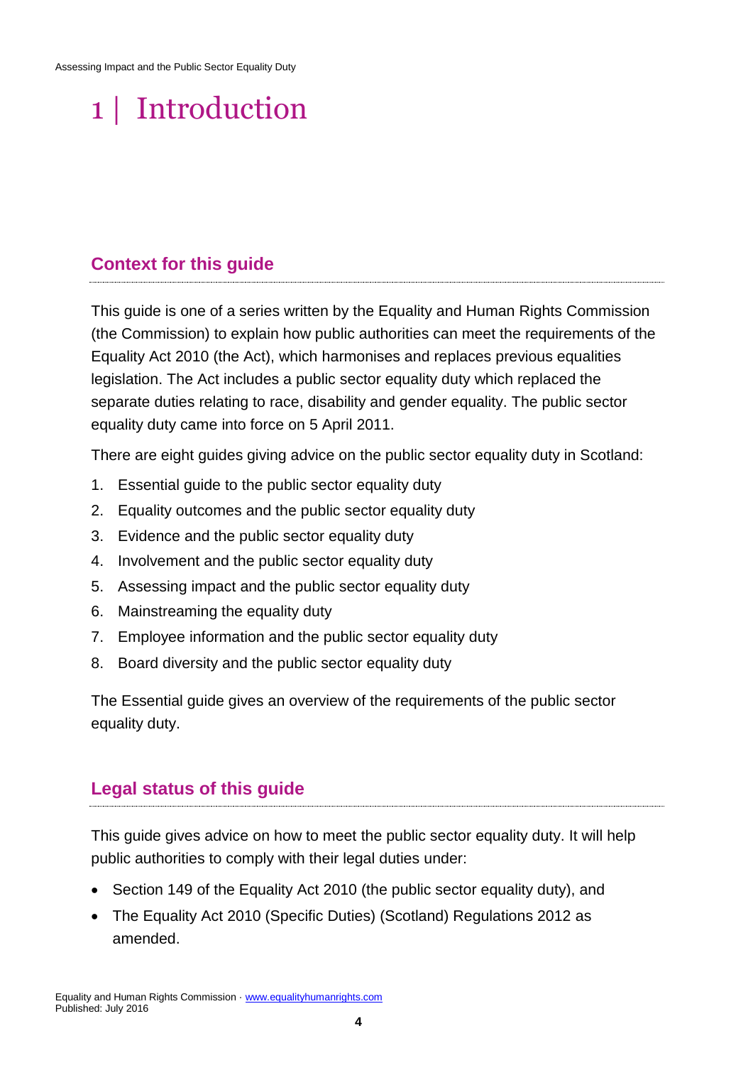# 1 | Introduction

## Context for this guide

This guide is one of a series written by the Equality and Human Rights Commission (the Commission) to explain how public authorities can meet the requirements of the Equality Act 2010 (the Act), which harmonises and replaces previous equalities legislation. The Act includes a public sector equality duty which replaced the separate duties relating to race, disability and gender equality. The public sector equality duty came into force on 5 April 2011.

There are eight guides giving advice on the public sector equality duty in Scotland:

1. Essential guide to the public sector equality duty
2. Equality outcomes and the public sector equality duty
3. Evidence and the public sector equality duty
4. Involvement and the public sector equality duty
5. Assessing impact and the public sector equality duty
6. Mainstreaming the equality duty
7. Employee information and the public sector equality duty
8. Board diversity and the public sector equality duty

The Essential guide gives an overview of the requirements of the public sector equality duty.

## Legal status of this guide

This guide gives advice on how to meet the public sector equality duty. It will help public authorities to comply with their legal duties under:

- Section 149 of the Equality Act 2010 (the public sector equality duty), and
- The Equality Act 2010 (Specific Duties) (Scotland) Regulations 2012 as amended.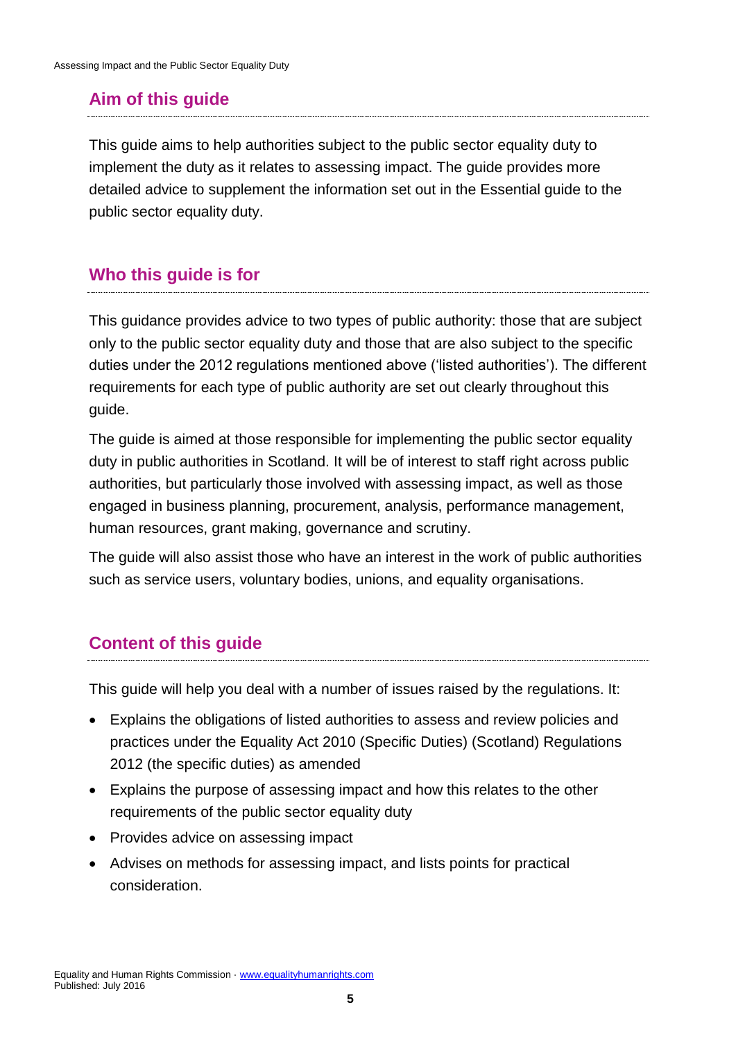## Aim of this guide

This guide aims to help authorities subject to the public sector equality duty to implement the duty as it relates to assessing impact. The guide provides more detailed advice to supplement the information set out in the Essential guide to the public sector equality duty.

## Who this guide is for

This guidance provides advice to two types of public authority: those that are subject only to the public sector equality duty and those that are also subject to the specific duties under the 2012 regulations mentioned above ('listed authorities'). The different requirements for each type of public authority are set out clearly throughout this guide.

The guide is aimed at those responsible for implementing the public sector equality duty in public authorities in Scotland. It will be of interest to staff right across public authorities, but particularly those involved with assessing impact, as well as those engaged in business planning, procurement, analysis, performance management, human resources, grant making, governance and scrutiny.

The guide will also assist those who have an interest in the work of public authorities such as service users, voluntary bodies, unions, and equality organisations.

## Content of this guide

This guide will help you deal with a number of issues raised by the regulations. It:

- Explains the obligations of listed authorities to assess and review policies and practices under the Equality Act 2010 (Specific Duties) (Scotland) Regulations 2012 (the specific duties) as amended
- Explains the purpose of assessing impact and how this relates to the other requirements of the public sector equality duty
- Provides advice on assessing impact
- Advises on methods for assessing impact, and lists points for practical consideration.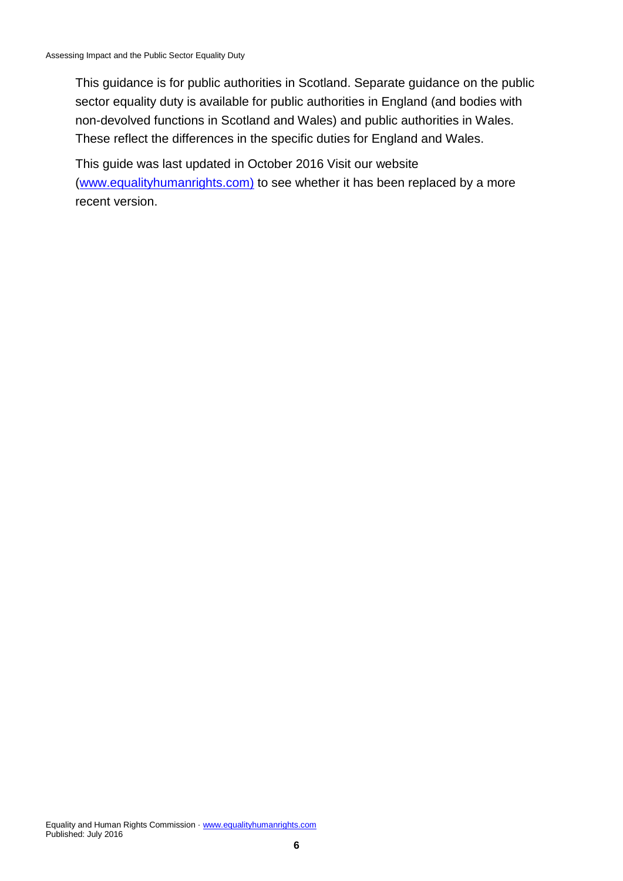This guidance is for public authorities in Scotland. Separate guidance on the public sector equality duty is available for public authorities in England (and bodies with non-devolved functions in Scotland and Wales) and public authorities in Wales. These reflect the differences in the specific duties for England and Wales.

This guide was last updated in October 2016 Visit our website (www.equalityhumanrights.com) to see whether it has been replaced by a more recent version.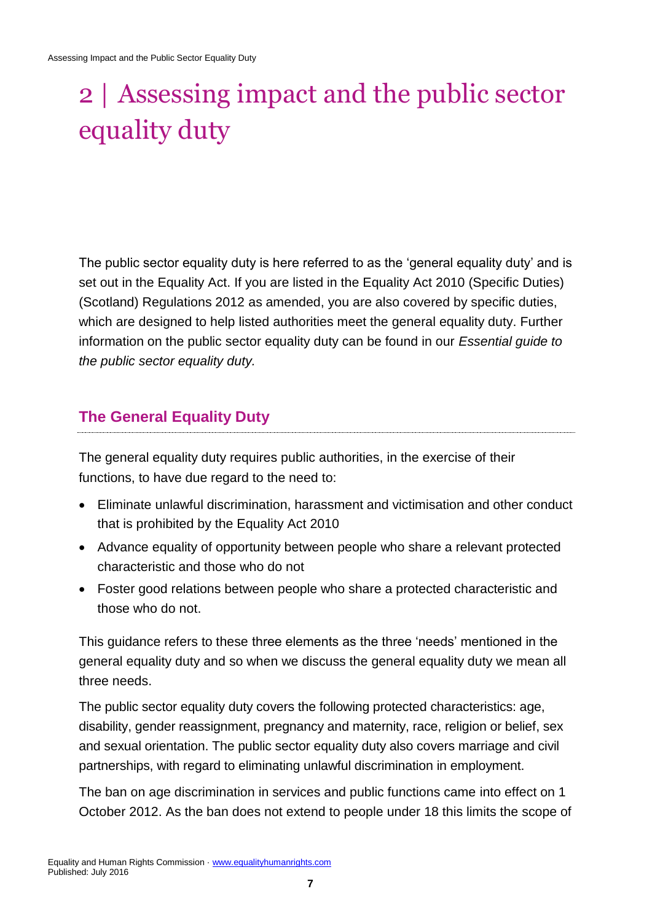# 2 | Assessing impact and the public sector equality duty

The public sector equality duty is here referred to as the 'general equality duty' and is set out in the Equality Act. If you are listed in the Equality Act 2010 (Specific Duties) (Scotland) Regulations 2012 as amended, you are also covered by specific duties, which are designed to help listed authorities meet the general equality duty. Further information on the public sector equality duty can be found in our *Essential guide to the public sector equality duty.*

## The General Equality Duty

The general equality duty requires public authorities, in the exercise of their functions, to have due regard to the need to:

- Eliminate unlawful discrimination, harassment and victimisation and other conduct that is prohibited by the Equality Act 2010
- Advance equality of opportunity between people who share a relevant protected characteristic and those who do not
- Foster good relations between people who share a protected characteristic and those who do not.

This guidance refers to these three elements as the three 'needs' mentioned in the general equality duty and so when we discuss the general equality duty we mean all three needs.

The public sector equality duty covers the following protected characteristics: age, disability, gender reassignment, pregnancy and maternity, race, religion or belief, sex and sexual orientation. The public sector equality duty also covers marriage and civil partnerships, with regard to eliminating unlawful discrimination in employment.

The ban on age discrimination in services and public functions came into effect on 1 October 2012. As the ban does not extend to people under 18 this limits the scope of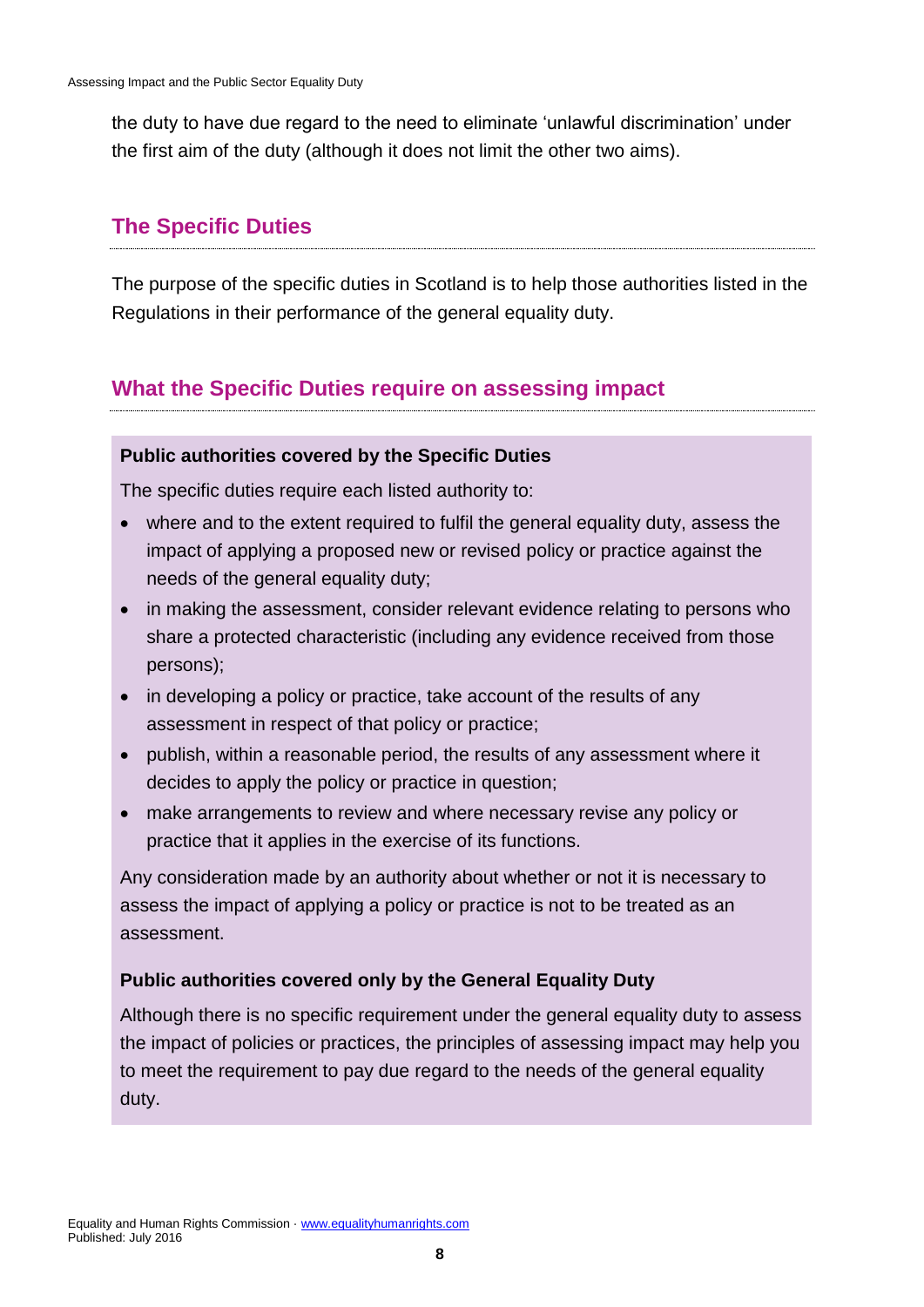the duty to have due regard to the need to eliminate 'unlawful discrimination' under the first aim of the duty (although it does not limit the other two aims).

## The Specific Duties

The purpose of the specific duties in Scotland is to help those authorities listed in the Regulations in their performance of the general equality duty.

## What the Specific Duties require on assessing impact

**Public authorities covered by the Specific Duties**

The specific duties require each listed authority to:

- where and to the extent required to fulfil the general equality duty, assess the impact of applying a proposed new or revised policy or practice against the needs of the general equality duty;
- in making the assessment, consider relevant evidence relating to persons who share a protected characteristic (including any evidence received from those persons);
- in developing a policy or practice, take account of the results of any assessment in respect of that policy or practice;
- publish, within a reasonable period, the results of any assessment where it decides to apply the policy or practice in question;
- make arrangements to review and where necessary revise any policy or practice that it applies in the exercise of its functions.

Any consideration made by an authority about whether or not it is necessary to assess the impact of applying a policy or practice is not to be treated as an assessment.

**Public authorities covered only by the General Equality Duty**

Although there is no specific requirement under the general equality duty to assess the impact of policies or practices, the principles of assessing impact may help you to meet the requirement to pay due regard to the needs of the general equality duty.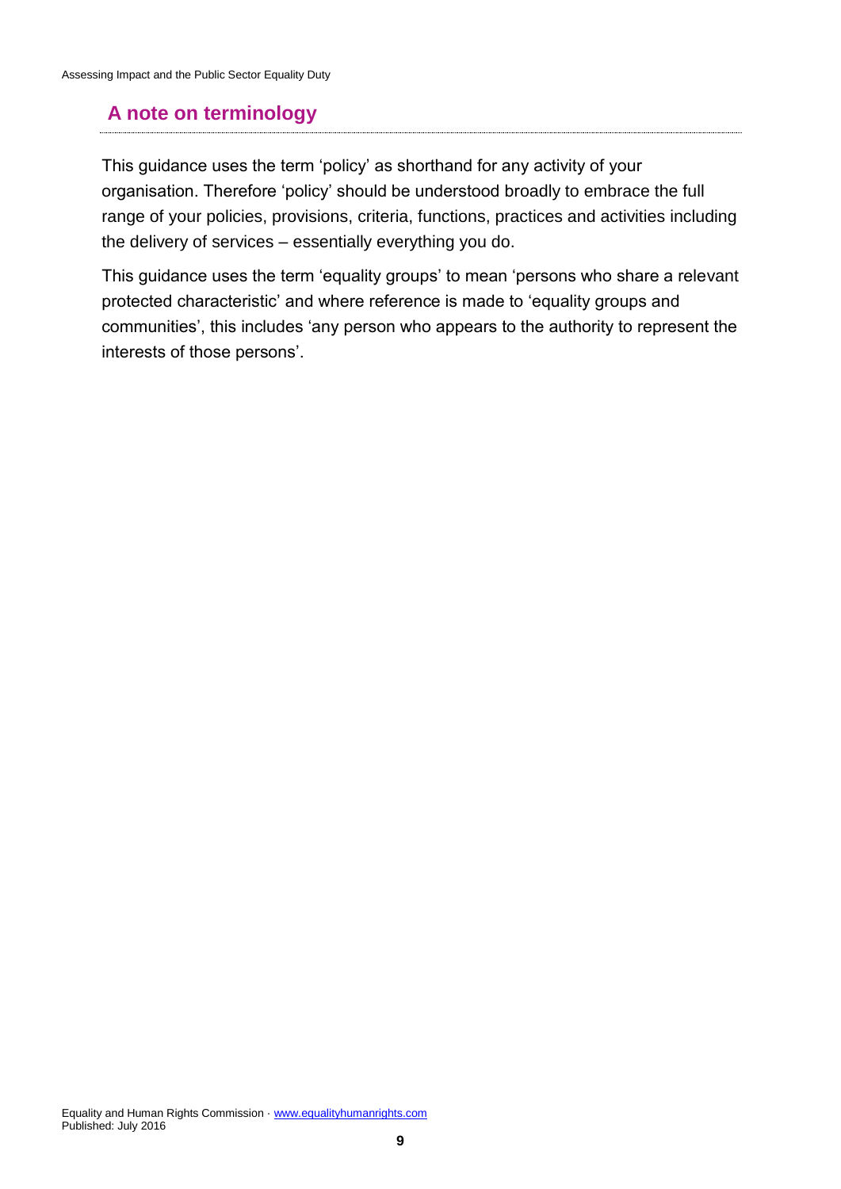## A note on terminology

This guidance uses the term 'policy' as shorthand for any activity of your organisation. Therefore 'policy' should be understood broadly to embrace the full range of your policies, provisions, criteria, functions, practices and activities including the delivery of services – essentially everything you do.

This guidance uses the term 'equality groups' to mean 'persons who share a relevant protected characteristic' and where reference is made to 'equality groups and communities', this includes 'any person who appears to the authority to represent the interests of those persons'.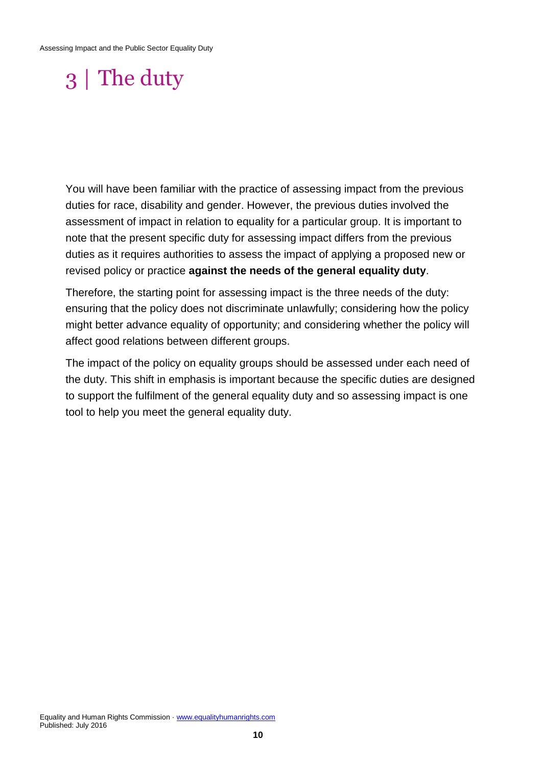# 3 | The duty

You will have been familiar with the practice of assessing impact from the previous duties for race, disability and gender. However, the previous duties involved the assessment of impact in relation to equality for a particular group. It is important to note that the present specific duty for assessing impact differs from the previous duties as it requires authorities to assess the impact of applying a proposed new or revised policy or practice **against the needs of the general equality duty**.

Therefore, the starting point for assessing impact is the three needs of the duty: ensuring that the policy does not discriminate unlawfully; considering how the policy might better advance equality of opportunity; and considering whether the policy will affect good relations between different groups.

The impact of the policy on equality groups should be assessed under each need of the duty. This shift in emphasis is important because the specific duties are designed to support the fulfilment of the general equality duty and so assessing impact is one tool to help you meet the general equality duty.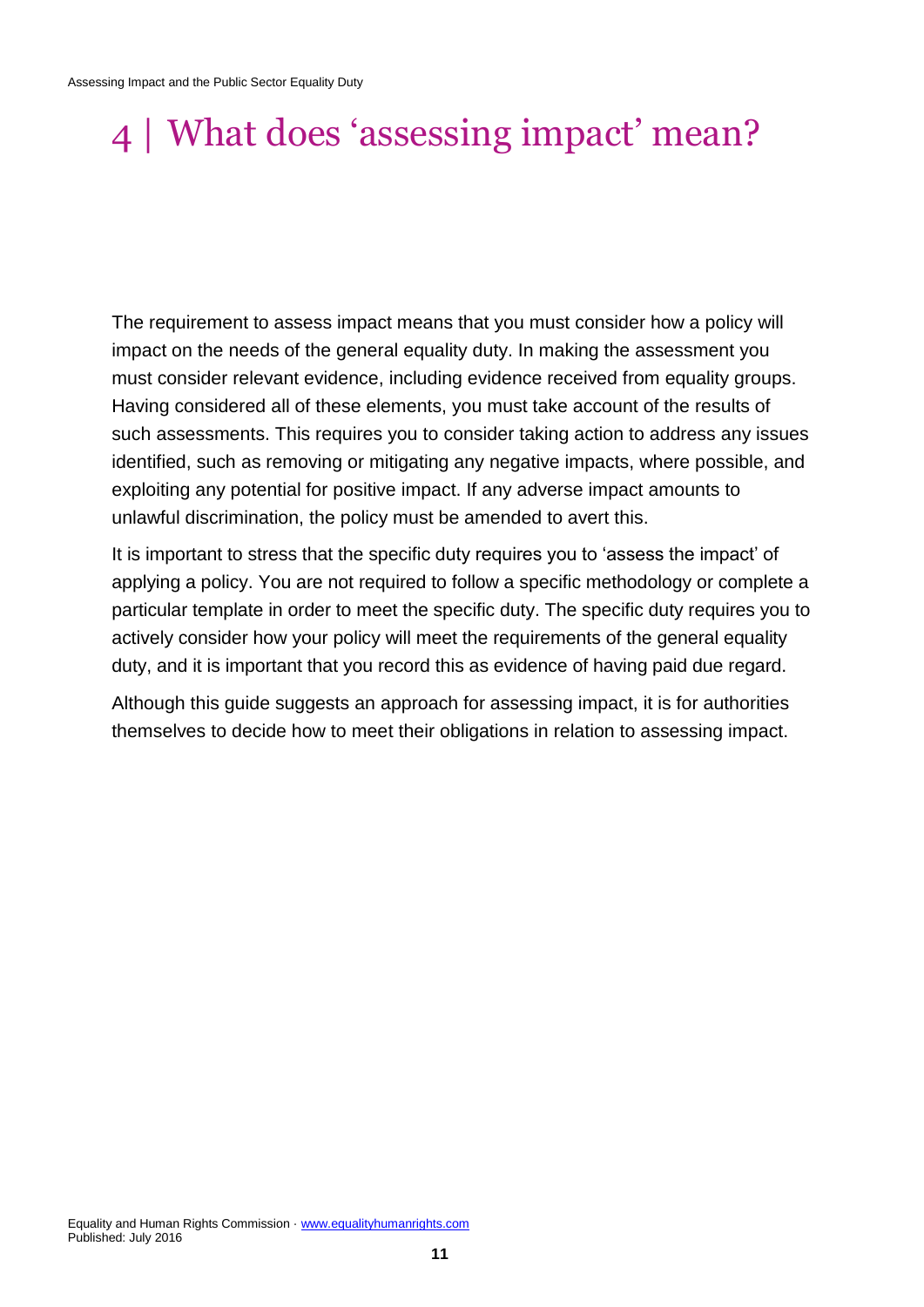# 4 | What does 'assessing impact' mean?

The requirement to assess impact means that you must consider how a policy will impact on the needs of the general equality duty. In making the assessment you must consider relevant evidence, including evidence received from equality groups. Having considered all of these elements, you must take account of the results of such assessments. This requires you to consider taking action to address any issues identified, such as removing or mitigating any negative impacts, where possible, and exploiting any potential for positive impact. If any adverse impact amounts to unlawful discrimination, the policy must be amended to avert this.

It is important to stress that the specific duty requires you to 'assess the impact' of applying a policy. You are not required to follow a specific methodology or complete a particular template in order to meet the specific duty. The specific duty requires you to actively consider how your policy will meet the requirements of the general equality duty, and it is important that you record this as evidence of having paid due regard.

Although this guide suggests an approach for assessing impact, it is for authorities themselves to decide how to meet their obligations in relation to assessing impact.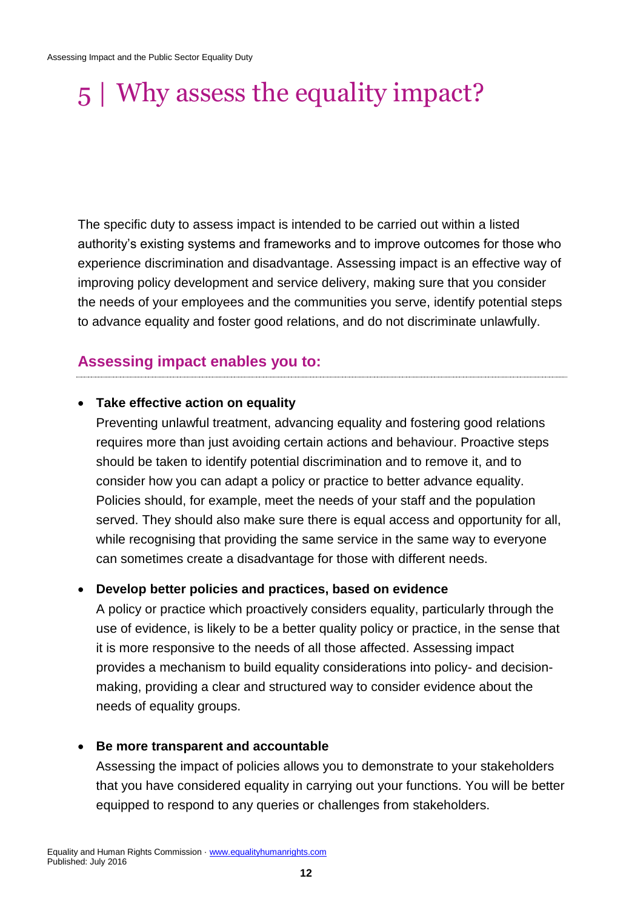# 5 | Why assess the equality impact?

The specific duty to assess impact is intended to be carried out within a listed authority's existing systems and frameworks and to improve outcomes for those who experience discrimination and disadvantage. Assessing impact is an effective way of improving policy development and service delivery, making sure that you consider the needs of your employees and the communities you serve, identify potential steps to advance equality and foster good relations, and do not discriminate unlawfully.

## Assessing impact enables you to:

- **Take effective action on equality**
  Preventing unlawful treatment, advancing equality and fostering good relations requires more than just avoiding certain actions and behaviour. Proactive steps should be taken to identify potential discrimination and to remove it, and to consider how you can adapt a policy or practice to better advance equality. Policies should, for example, meet the needs of your staff and the population served. They should also make sure there is equal access and opportunity for all, while recognising that providing the same service in the same way to everyone can sometimes create a disadvantage for those with different needs.

- **Develop better policies and practices, based on evidence**
  A policy or practice which proactively considers equality, particularly through the use of evidence, is likely to be a better quality policy or practice, in the sense that it is more responsive to the needs of all those affected. Assessing impact provides a mechanism to build equality considerations into policy- and decision-making, providing a clear and structured way to consider evidence about the needs of equality groups.

- **Be more transparent and accountable**
  Assessing the impact of policies allows you to demonstrate to your stakeholders that you have considered equality in carrying out your functions. You will be better equipped to respond to any queries or challenges from stakeholders.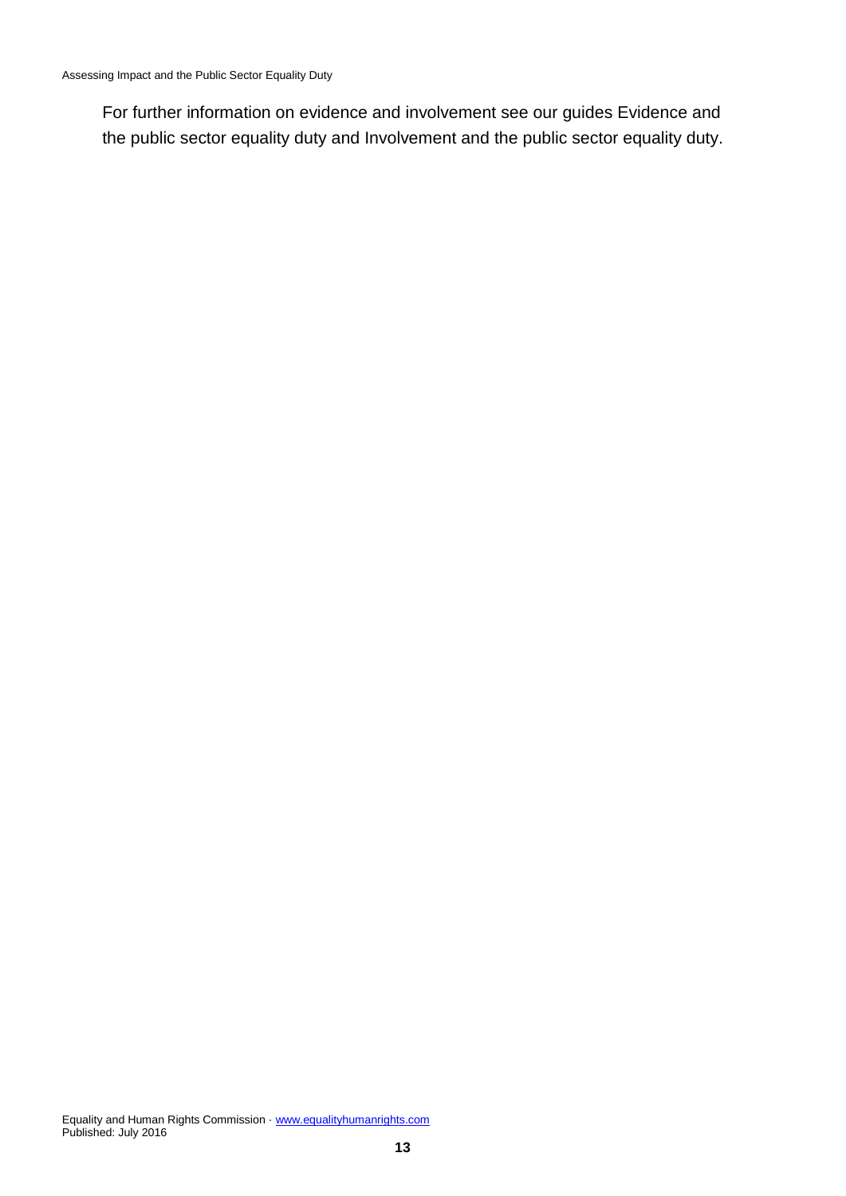For further information on evidence and involvement see our guides Evidence and the public sector equality duty and Involvement and the public sector equality duty.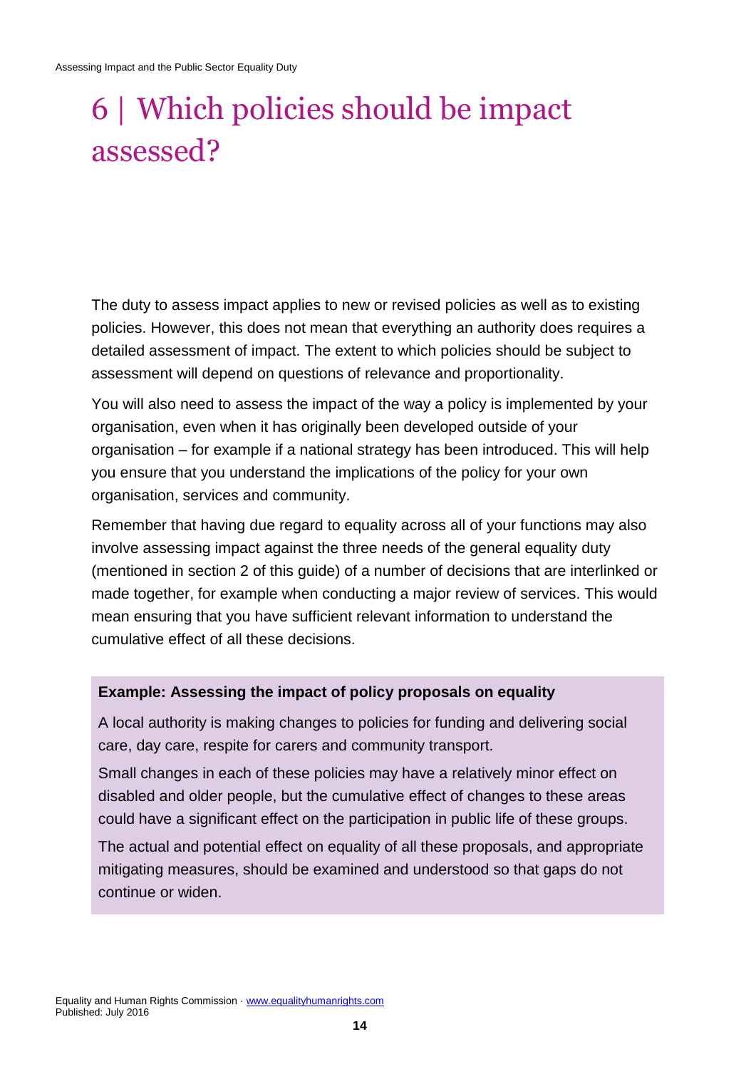# 6 | Which policies should be impact assessed?

The duty to assess impact applies to new or revised policies as well as to existing policies. However, this does not mean that everything an authority does requires a detailed assessment of impact. The extent to which policies should be subject to assessment will depend on questions of relevance and proportionality.

You will also need to assess the impact of the way a policy is implemented by your organisation, even when it has originally been developed outside of your organisation – for example if a national strategy has been introduced. This will help you ensure that you understand the implications of the policy for your own organisation, services and community.

Remember that having due regard to equality across all of your functions may also involve assessing impact against the three needs of the general equality duty (mentioned in section 2 of this guide) of a number of decisions that are interlinked or made together, for example when conducting a major review of services. This would mean ensuring that you have sufficient relevant information to understand the cumulative effect of all these decisions.

**Example: Assessing the impact of policy proposals on equality**

A local authority is making changes to policies for funding and delivering social care, day care, respite for carers and community transport.

Small changes in each of these policies may have a relatively minor effect on disabled and older people, but the cumulative effect of changes to these areas could have a significant effect on the participation in public life of these groups.

The actual and potential effect on equality of all these proposals, and appropriate mitigating measures, should be examined and understood so that gaps do not continue or widen.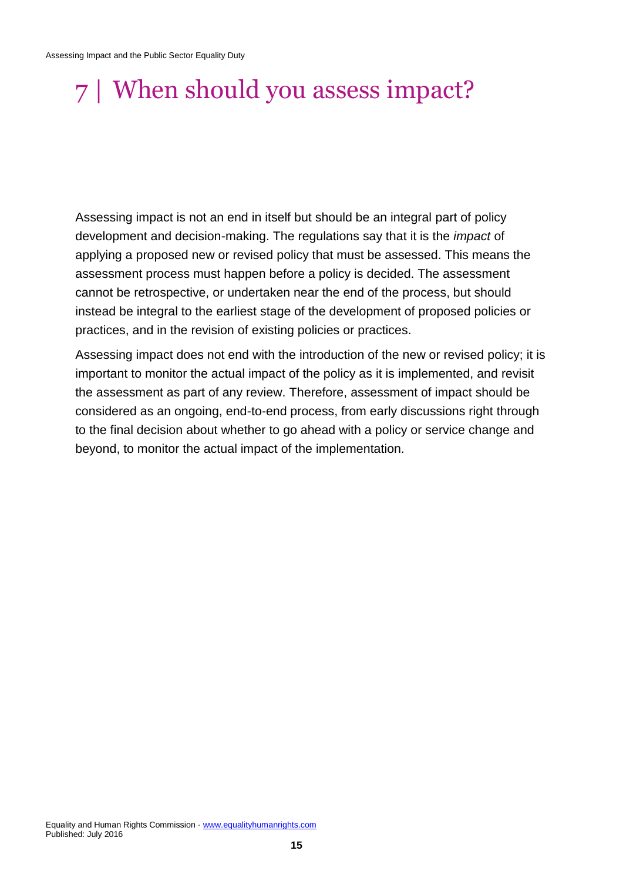# 7 | When should you assess impact?

Assessing impact is not an end in itself but should be an integral part of policy development and decision-making. The regulations say that it is the *impact* of applying a proposed new or revised policy that must be assessed. This means the assessment process must happen before a policy is decided. The assessment cannot be retrospective, or undertaken near the end of the process, but should instead be integral to the earliest stage of the development of proposed policies or practices, and in the revision of existing policies or practices.

Assessing impact does not end with the introduction of the new or revised policy; it is important to monitor the actual impact of the policy as it is implemented, and revisit the assessment as part of any review. Therefore, assessment of impact should be considered as an ongoing, end-to-end process, from early discussions right through to the final decision about whether to go ahead with a policy or service change and beyond, to monitor the actual impact of the implementation.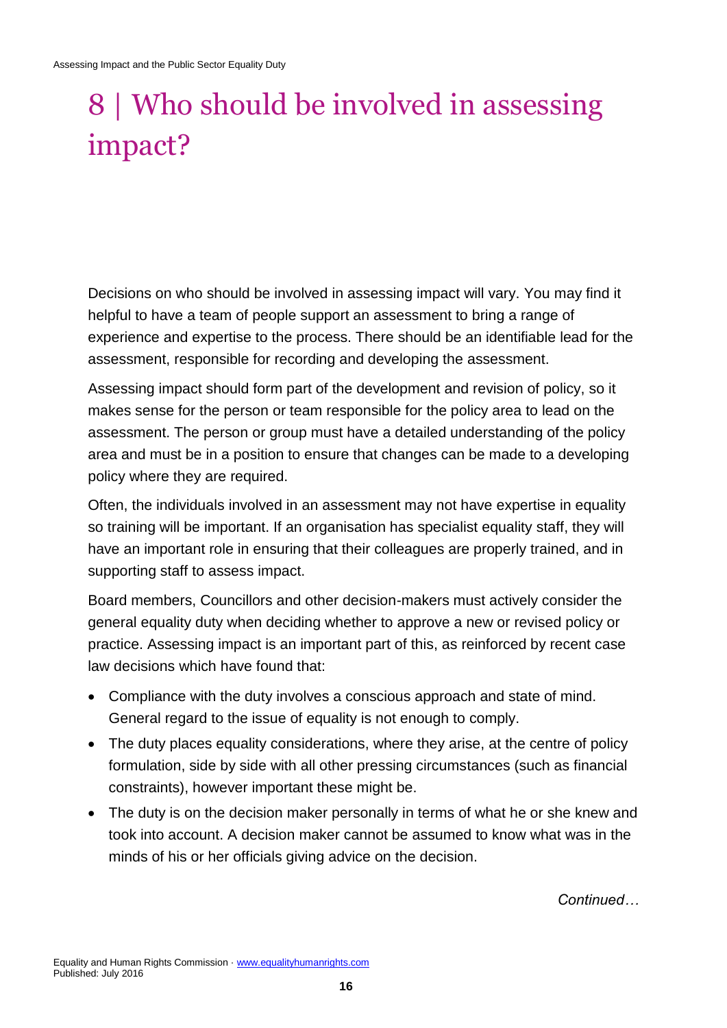# 8 | Who should be involved in assessing impact?

Decisions on who should be involved in assessing impact will vary. You may find it helpful to have a team of people support an assessment to bring a range of experience and expertise to the process. There should be an identifiable lead for the assessment, responsible for recording and developing the assessment.

Assessing impact should form part of the development and revision of policy, so it makes sense for the person or team responsible for the policy area to lead on the assessment. The person or group must have a detailed understanding of the policy area and must be in a position to ensure that changes can be made to a developing policy where they are required.

Often, the individuals involved in an assessment may not have expertise in equality so training will be important. If an organisation has specialist equality staff, they will have an important role in ensuring that their colleagues are properly trained, and in supporting staff to assess impact.

Board members, Councillors and other decision-makers must actively consider the general equality duty when deciding whether to approve a new or revised policy or practice. Assessing impact is an important part of this, as reinforced by recent case law decisions which have found that:

- Compliance with the duty involves a conscious approach and state of mind. General regard to the issue of equality is not enough to comply.
- The duty places equality considerations, where they arise, at the centre of policy formulation, side by side with all other pressing circumstances (such as financial constraints), however important these might be.
- The duty is on the decision maker personally in terms of what he or she knew and took into account. A decision maker cannot be assumed to know what was in the minds of his or her officials giving advice on the decision.

*Continued…*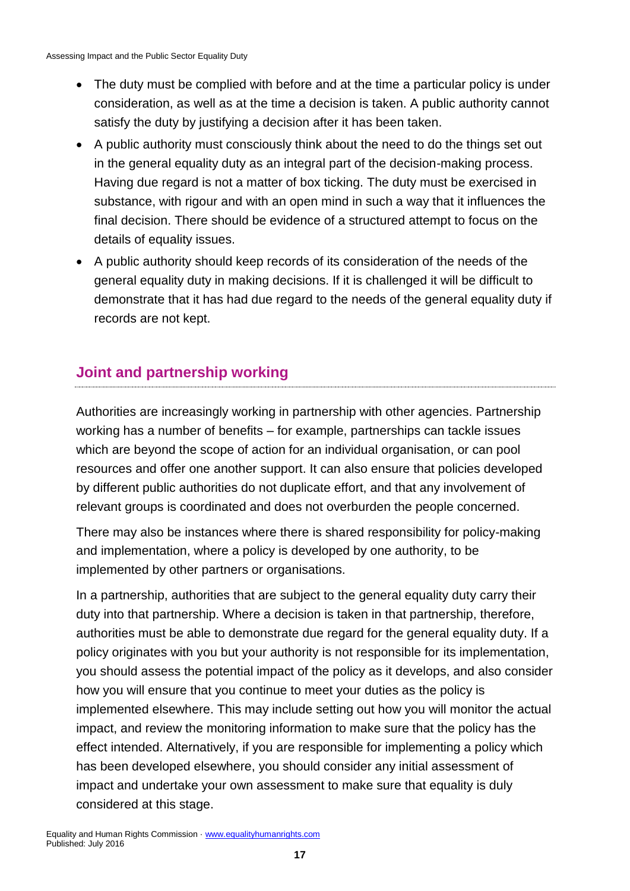- The duty must be complied with before and at the time a particular policy is under consideration, as well as at the time a decision is taken. A public authority cannot satisfy the duty by justifying a decision after it has been taken.
- A public authority must consciously think about the need to do the things set out in the general equality duty as an integral part of the decision-making process. Having due regard is not a matter of box ticking. The duty must be exercised in substance, with rigour and with an open mind in such a way that it influences the final decision. There should be evidence of a structured attempt to focus on the details of equality issues.
- A public authority should keep records of its consideration of the needs of the general equality duty in making decisions. If it is challenged it will be difficult to demonstrate that it has had due regard to the needs of the general equality duty if records are not kept.

## Joint and partnership working

Authorities are increasingly working in partnership with other agencies. Partnership working has a number of benefits – for example, partnerships can tackle issues which are beyond the scope of action for an individual organisation, or can pool resources and offer one another support. It can also ensure that policies developed by different public authorities do not duplicate effort, and that any involvement of relevant groups is coordinated and does not overburden the people concerned.

There may also be instances where there is shared responsibility for policy-making and implementation, where a policy is developed by one authority, to be implemented by other partners or organisations.

In a partnership, authorities that are subject to the general equality duty carry their duty into that partnership. Where a decision is taken in that partnership, therefore, authorities must be able to demonstrate due regard for the general equality duty. If a policy originates with you but your authority is not responsible for its implementation, you should assess the potential impact of the policy as it develops, and also consider how you will ensure that you continue to meet your duties as the policy is implemented elsewhere. This may include setting out how you will monitor the actual impact, and review the monitoring information to make sure that the policy has the effect intended. Alternatively, if you are responsible for implementing a policy which has been developed elsewhere, you should consider any initial assessment of impact and undertake your own assessment to make sure that equality is duly considered at this stage.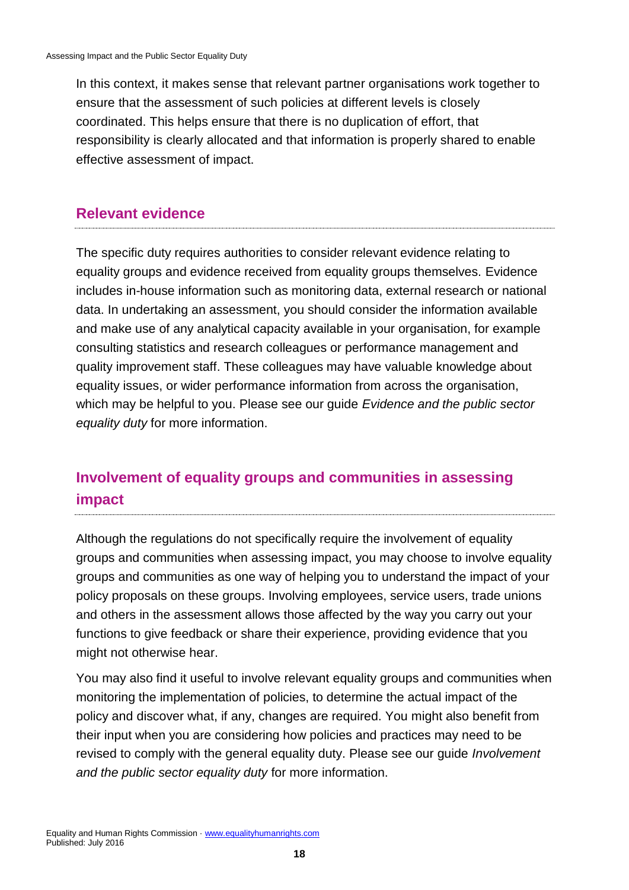In this context, it makes sense that relevant partner organisations work together to ensure that the assessment of such policies at different levels is closely coordinated. This helps ensure that there is no duplication of effort, that responsibility is clearly allocated and that information is properly shared to enable effective assessment of impact.

## Relevant evidence

The specific duty requires authorities to consider relevant evidence relating to equality groups and evidence received from equality groups themselves. Evidence includes in-house information such as monitoring data, external research or national data. In undertaking an assessment, you should consider the information available and make use of any analytical capacity available in your organisation, for example consulting statistics and research colleagues or performance management and quality improvement staff. These colleagues may have valuable knowledge about equality issues, or wider performance information from across the organisation, which may be helpful to you. Please see our guide *Evidence and the public sector equality duty* for more information.

## Involvement of equality groups and communities in assessing impact

Although the regulations do not specifically require the involvement of equality groups and communities when assessing impact, you may choose to involve equality groups and communities as one way of helping you to understand the impact of your policy proposals on these groups. Involving employees, service users, trade unions and others in the assessment allows those affected by the way you carry out your functions to give feedback or share their experience, providing evidence that you might not otherwise hear.

You may also find it useful to involve relevant equality groups and communities when monitoring the implementation of policies, to determine the actual impact of the policy and discover what, if any, changes are required. You might also benefit from their input when you are considering how policies and practices may need to be revised to comply with the general equality duty. Please see our guide *Involvement and the public sector equality duty* for more information.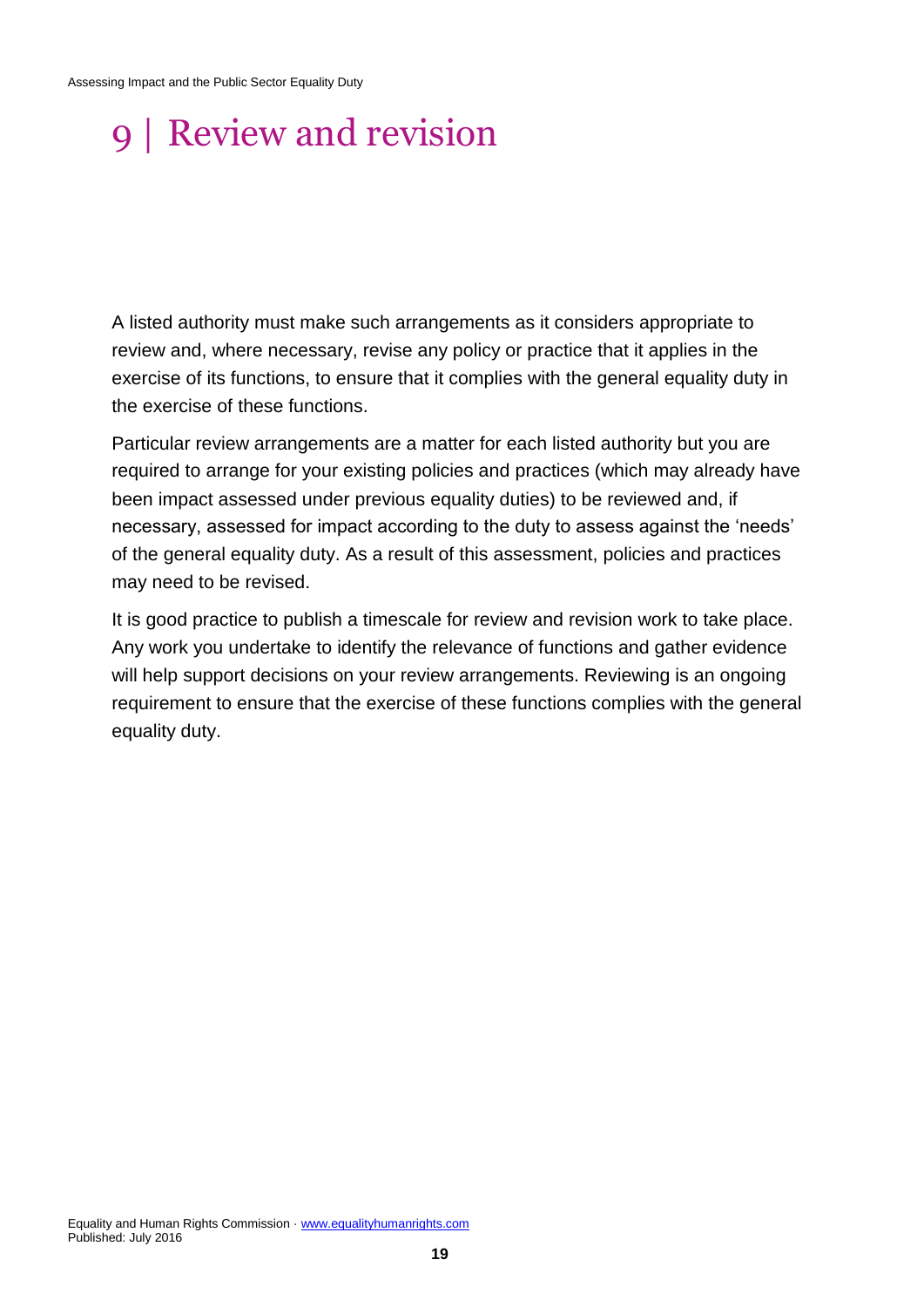# 9 | Review and revision

A listed authority must make such arrangements as it considers appropriate to review and, where necessary, revise any policy or practice that it applies in the exercise of its functions, to ensure that it complies with the general equality duty in the exercise of these functions.

Particular review arrangements are a matter for each listed authority but you are required to arrange for your existing policies and practices (which may already have been impact assessed under previous equality duties) to be reviewed and, if necessary, assessed for impact according to the duty to assess against the 'needs' of the general equality duty. As a result of this assessment, policies and practices may need to be revised.

It is good practice to publish a timescale for review and revision work to take place. Any work you undertake to identify the relevance of functions and gather evidence will help support decisions on your review arrangements. Reviewing is an ongoing requirement to ensure that the exercise of these functions complies with the general equality duty.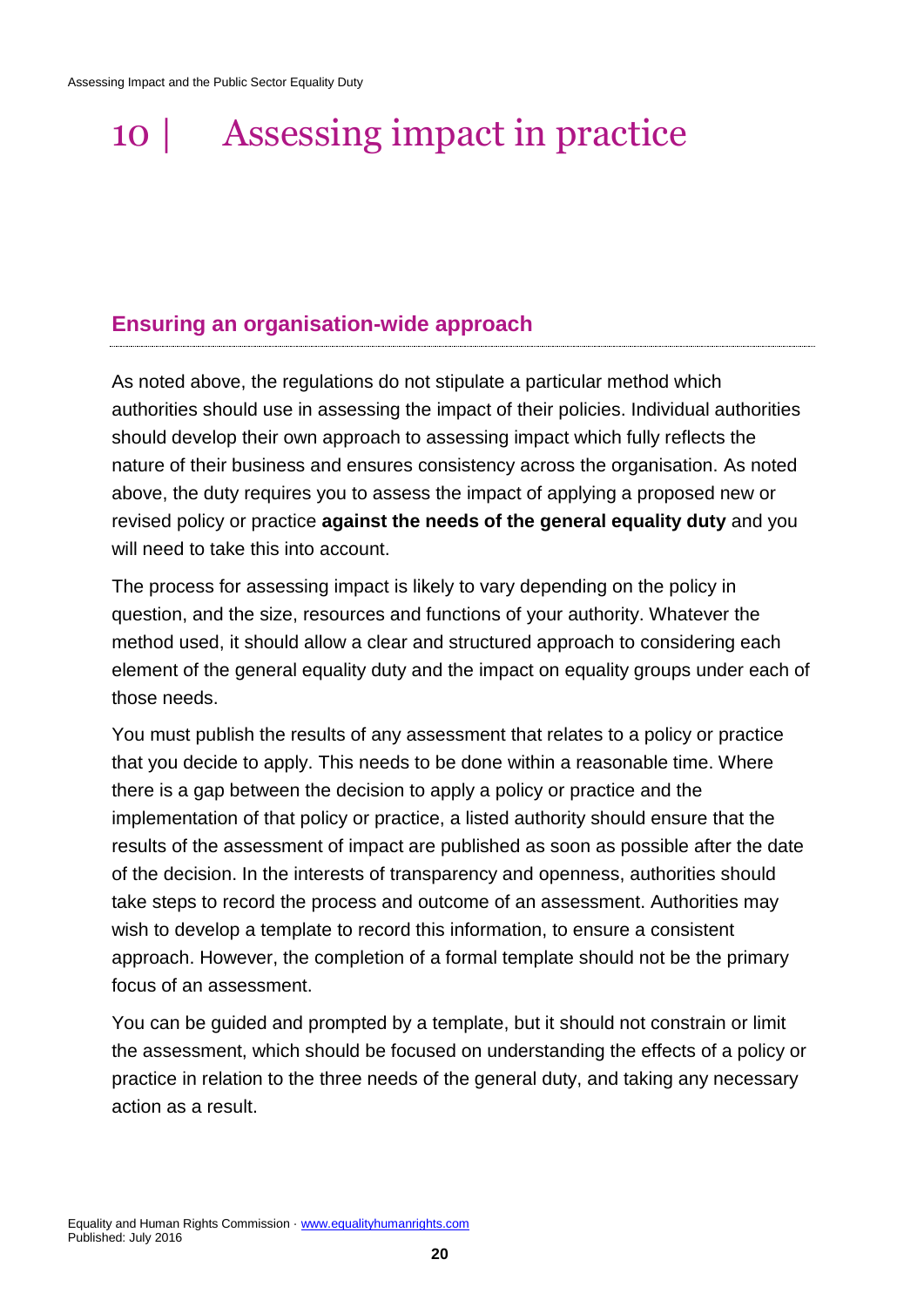# 10 | Assessing impact in practice

## Ensuring an organisation-wide approach

As noted above, the regulations do not stipulate a particular method which authorities should use in assessing the impact of their policies. Individual authorities should develop their own approach to assessing impact which fully reflects the nature of their business and ensures consistency across the organisation. As noted above, the duty requires you to assess the impact of applying a proposed new or revised policy or practice **against the needs of the general equality duty** and you will need to take this into account.

The process for assessing impact is likely to vary depending on the policy in question, and the size, resources and functions of your authority. Whatever the method used, it should allow a clear and structured approach to considering each element of the general equality duty and the impact on equality groups under each of those needs.

You must publish the results of any assessment that relates to a policy or practice that you decide to apply. This needs to be done within a reasonable time. Where there is a gap between the decision to apply a policy or practice and the implementation of that policy or practice, a listed authority should ensure that the results of the assessment of impact are published as soon as possible after the date of the decision. In the interests of transparency and openness, authorities should take steps to record the process and outcome of an assessment. Authorities may wish to develop a template to record this information, to ensure a consistent approach. However, the completion of a formal template should not be the primary focus of an assessment.

You can be guided and prompted by a template, but it should not constrain or limit the assessment, which should be focused on understanding the effects of a policy or practice in relation to the three needs of the general duty, and taking any necessary action as a result.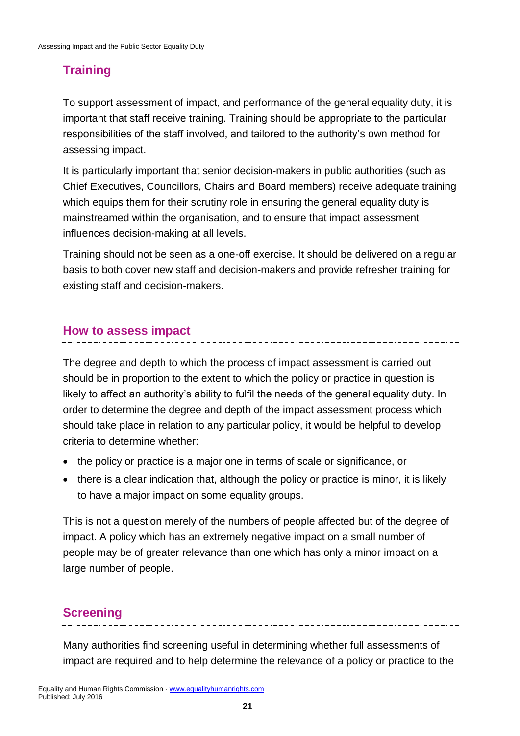## Training

To support assessment of impact, and performance of the general equality duty, it is important that staff receive training. Training should be appropriate to the particular responsibilities of the staff involved, and tailored to the authority's own method for assessing impact.

It is particularly important that senior decision-makers in public authorities (such as Chief Executives, Councillors, Chairs and Board members) receive adequate training which equips them for their scrutiny role in ensuring the general equality duty is mainstreamed within the organisation, and to ensure that impact assessment influences decision-making at all levels.

Training should not be seen as a one-off exercise. It should be delivered on a regular basis to both cover new staff and decision-makers and provide refresher training for existing staff and decision-makers.

## How to assess impact

The degree and depth to which the process of impact assessment is carried out should be in proportion to the extent to which the policy or practice in question is likely to affect an authority's ability to fulfil the needs of the general equality duty. In order to determine the degree and depth of the impact assessment process which should take place in relation to any particular policy, it would be helpful to develop criteria to determine whether:

- the policy or practice is a major one in terms of scale or significance, or
- there is a clear indication that, although the policy or practice is minor, it is likely to have a major impact on some equality groups.

This is not a question merely of the numbers of people affected but of the degree of impact. A policy which has an extremely negative impact on a small number of people may be of greater relevance than one which has only a minor impact on a large number of people.

## Screening

Many authorities find screening useful in determining whether full assessments of impact are required and to help determine the relevance of a policy or practice to the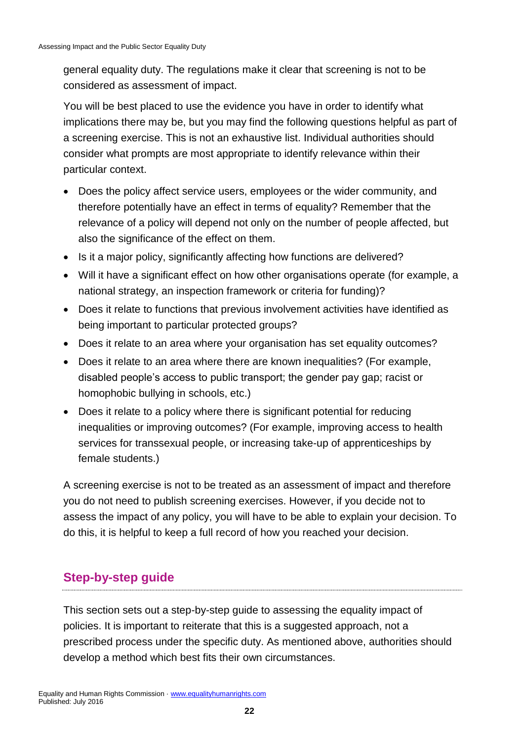general equality duty. The regulations make it clear that screening is not to be considered as assessment of impact.

You will be best placed to use the evidence you have in order to identify what implications there may be, but you may find the following questions helpful as part of a screening exercise. This is not an exhaustive list. Individual authorities should consider what prompts are most appropriate to identify relevance within their particular context.

- Does the policy affect service users, employees or the wider community, and therefore potentially have an effect in terms of equality? Remember that the relevance of a policy will depend not only on the number of people affected, but also the significance of the effect on them.
- Is it a major policy, significantly affecting how functions are delivered?
- Will it have a significant effect on how other organisations operate (for example, a national strategy, an inspection framework or criteria for funding)?
- Does it relate to functions that previous involvement activities have identified as being important to particular protected groups?
- Does it relate to an area where your organisation has set equality outcomes?
- Does it relate to an area where there are known inequalities? (For example, disabled people's access to public transport; the gender pay gap; racist or homophobic bullying in schools, etc.)
- Does it relate to a policy where there is significant potential for reducing inequalities or improving outcomes? (For example, improving access to health services for transsexual people, or increasing take-up of apprenticeships by female students.)

A screening exercise is not to be treated as an assessment of impact and therefore you do not need to publish screening exercises. However, if you decide not to assess the impact of any policy, you will have to be able to explain your decision. To do this, it is helpful to keep a full record of how you reached your decision.

## Step-by-step guide

This section sets out a step-by-step guide to assessing the equality impact of policies. It is important to reiterate that this is a suggested approach, not a prescribed process under the specific duty. As mentioned above, authorities should develop a method which best fits their own circumstances.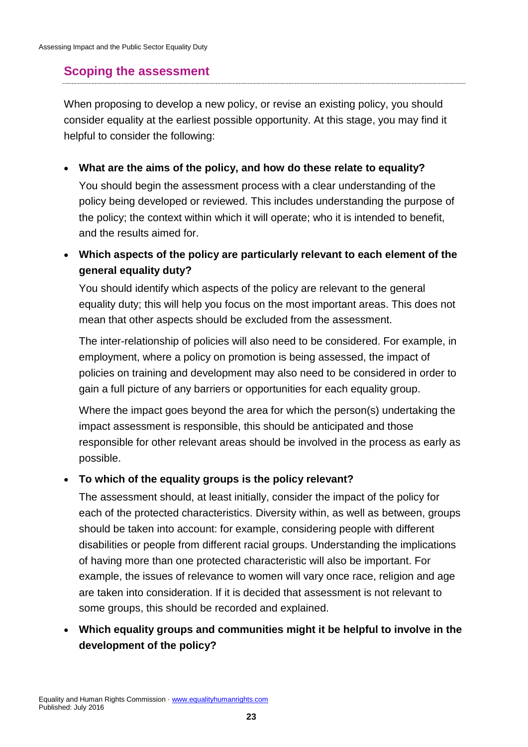## Scoping the assessment

When proposing to develop a new policy, or revise an existing policy, you should consider equality at the earliest possible opportunity. At this stage, you may find it helpful to consider the following:

- **What are the aims of the policy, and how do these relate to equality?**

  You should begin the assessment process with a clear understanding of the policy being developed or reviewed. This includes understanding the purpose of the policy; the context within which it will operate; who it is intended to benefit, and the results aimed for.

- **Which aspects of the policy are particularly relevant to each element of the general equality duty?**

  You should identify which aspects of the policy are relevant to the general equality duty; this will help you focus on the most important areas. This does not mean that other aspects should be excluded from the assessment.

  The inter-relationship of policies will also need to be considered. For example, in employment, where a policy on promotion is being assessed, the impact of policies on training and development may also need to be considered in order to gain a full picture of any barriers or opportunities for each equality group.

  Where the impact goes beyond the area for which the person(s) undertaking the impact assessment is responsible, this should be anticipated and those responsible for other relevant areas should be involved in the process as early as possible.

- **To which of the equality groups is the policy relevant?**

  The assessment should, at least initially, consider the impact of the policy for each of the protected characteristics. Diversity within, as well as between, groups should be taken into account: for example, considering people with different disabilities or people from different racial groups. Understanding the implications of having more than one protected characteristic will also be important. For example, the issues of relevance to women will vary once race, religion and age are taken into consideration. If it is decided that assessment is not relevant to some groups, this should be recorded and explained.

- **Which equality groups and communities might it be helpful to involve in the development of the policy?**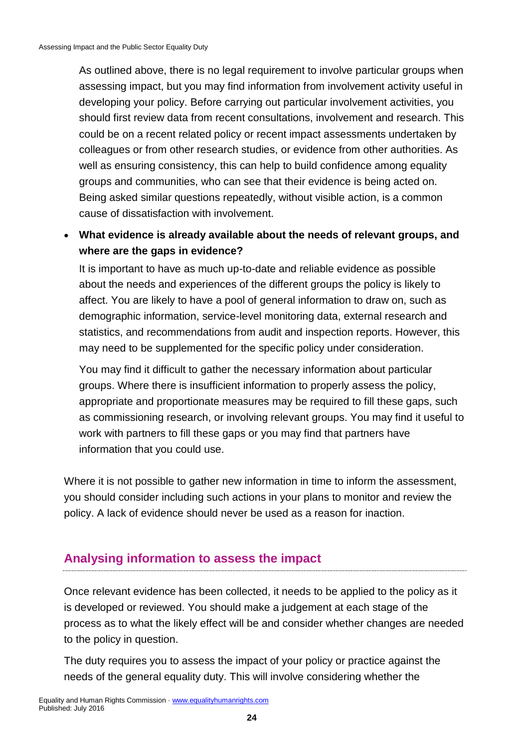As outlined above, there is no legal requirement to involve particular groups when assessing impact, but you may find information from involvement activity useful in developing your policy. Before carrying out particular involvement activities, you should first review data from recent consultations, involvement and research. This could be on a recent related policy or recent impact assessments undertaken by colleagues or from other research studies, or evidence from other authorities. As well as ensuring consistency, this can help to build confidence among equality groups and communities, who can see that their evidence is being acted on. Being asked similar questions repeatedly, without visible action, is a common cause of dissatisfaction with involvement.

- **What evidence is already available about the needs of relevant groups, and where are the gaps in evidence?**

  It is important to have as much up-to-date and reliable evidence as possible about the needs and experiences of the different groups the policy is likely to affect. You are likely to have a pool of general information to draw on, such as demographic information, service-level monitoring data, external research and statistics, and recommendations from audit and inspection reports. However, this may need to be supplemented for the specific policy under consideration.

  You may find it difficult to gather the necessary information about particular groups. Where there is insufficient information to properly assess the policy, appropriate and proportionate measures may be required to fill these gaps, such as commissioning research, or involving relevant groups. You may find it useful to work with partners to fill these gaps or you may find that partners have information that you could use.

Where it is not possible to gather new information in time to inform the assessment, you should consider including such actions in your plans to monitor and review the policy. A lack of evidence should never be used as a reason for inaction.

## Analysing information to assess the impact

Once relevant evidence has been collected, it needs to be applied to the policy as it is developed or reviewed. You should make a judgement at each stage of the process as to what the likely effect will be and consider whether changes are needed to the policy in question.

The duty requires you to assess the impact of your policy or practice against the needs of the general equality duty. This will involve considering whether the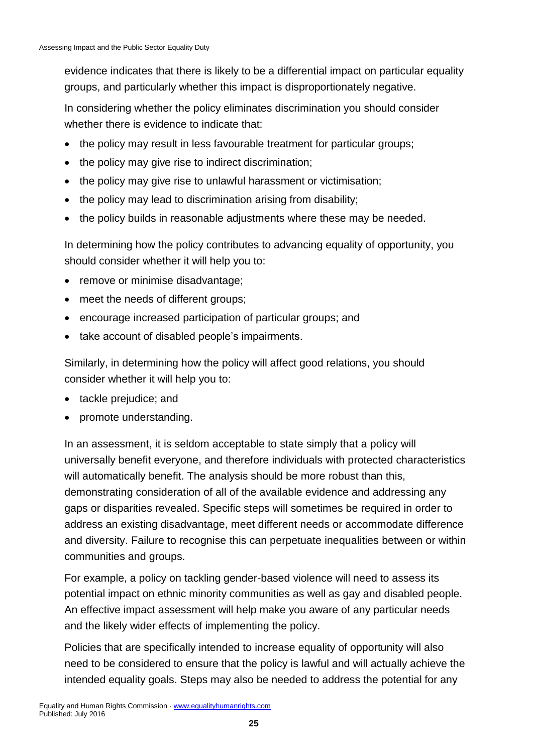evidence indicates that there is likely to be a differential impact on particular equality groups, and particularly whether this impact is disproportionately negative.

In considering whether the policy eliminates discrimination you should consider whether there is evidence to indicate that:

- the policy may result in less favourable treatment for particular groups;
- the policy may give rise to indirect discrimination;
- the policy may give rise to unlawful harassment or victimisation;
- the policy may lead to discrimination arising from disability;
- the policy builds in reasonable adjustments where these may be needed.

In determining how the policy contributes to advancing equality of opportunity, you should consider whether it will help you to:

- remove or minimise disadvantage;
- meet the needs of different groups;
- encourage increased participation of particular groups; and
- take account of disabled people's impairments.

Similarly, in determining how the policy will affect good relations, you should consider whether it will help you to:

- tackle prejudice; and
- promote understanding.

In an assessment, it is seldom acceptable to state simply that a policy will universally benefit everyone, and therefore individuals with protected characteristics will automatically benefit. The analysis should be more robust than this, demonstrating consideration of all of the available evidence and addressing any gaps or disparities revealed. Specific steps will sometimes be required in order to address an existing disadvantage, meet different needs or accommodate difference and diversity. Failure to recognise this can perpetuate inequalities between or within communities and groups.

For example, a policy on tackling gender-based violence will need to assess its potential impact on ethnic minority communities as well as gay and disabled people. An effective impact assessment will help make you aware of any particular needs and the likely wider effects of implementing the policy.

Policies that are specifically intended to increase equality of opportunity will also need to be considered to ensure that the policy is lawful and will actually achieve the intended equality goals. Steps may also be needed to address the potential for any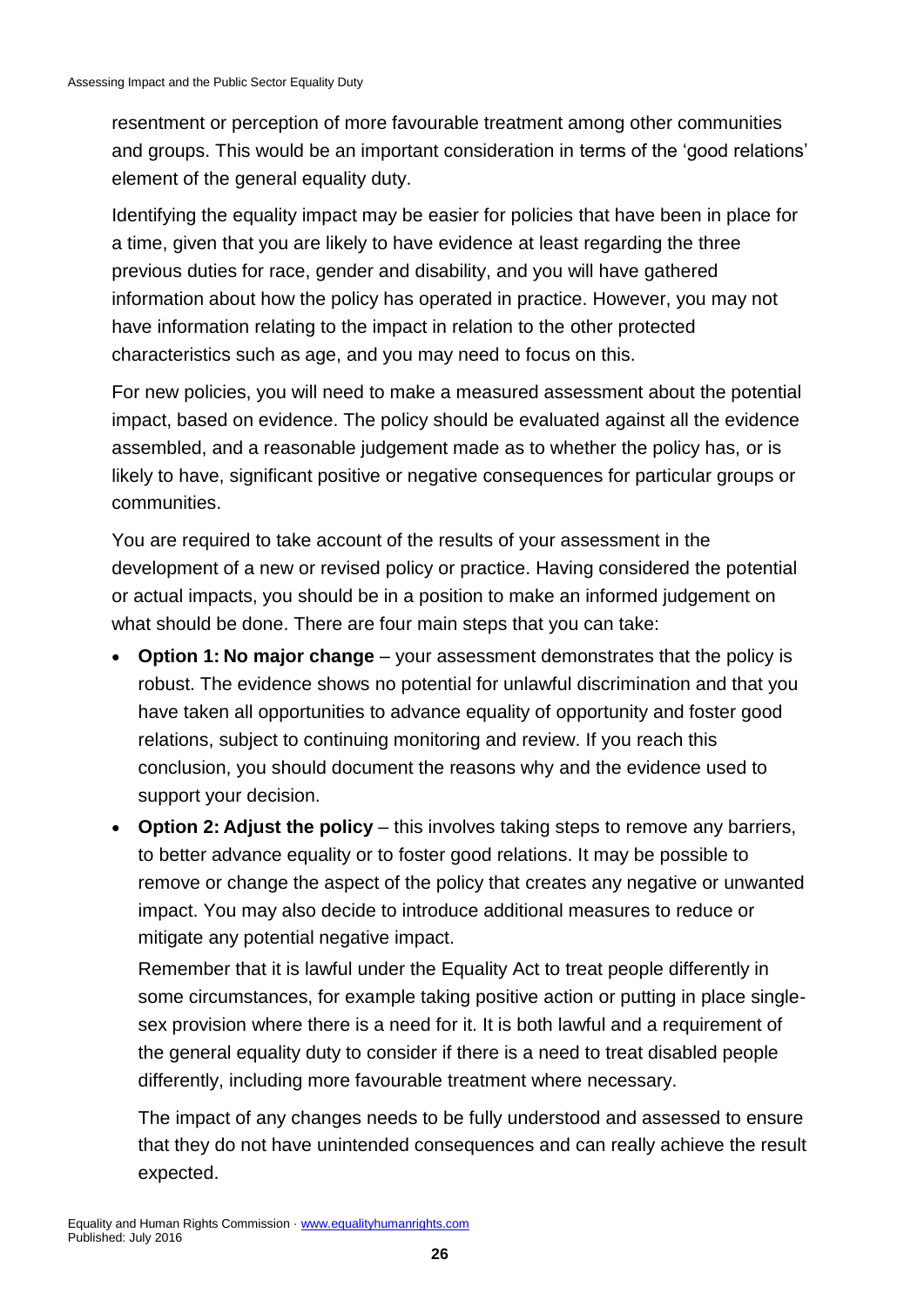resentment or perception of more favourable treatment among other communities and groups. This would be an important consideration in terms of the 'good relations' element of the general equality duty.

Identifying the equality impact may be easier for policies that have been in place for a time, given that you are likely to have evidence at least regarding the three previous duties for race, gender and disability, and you will have gathered information about how the policy has operated in practice. However, you may not have information relating to the impact in relation to the other protected characteristics such as age, and you may need to focus on this.

For new policies, you will need to make a measured assessment about the potential impact, based on evidence. The policy should be evaluated against all the evidence assembled, and a reasonable judgement made as to whether the policy has, or is likely to have, significant positive or negative consequences for particular groups or communities.

You are required to take account of the results of your assessment in the development of a new or revised policy or practice. Having considered the potential or actual impacts, you should be in a position to make an informed judgement on what should be done. There are four main steps that you can take:

- **Option 1: No major change** – your assessment demonstrates that the policy is robust. The evidence shows no potential for unlawful discrimination and that you have taken all opportunities to advance equality of opportunity and foster good relations, subject to continuing monitoring and review. If you reach this conclusion, you should document the reasons why and the evidence used to support your decision.
- **Option 2: Adjust the policy** – this involves taking steps to remove any barriers, to better advance equality or to foster good relations. It may be possible to remove or change the aspect of the policy that creates any negative or unwanted impact. You may also decide to introduce additional measures to reduce or mitigate any potential negative impact.

  Remember that it is lawful under the Equality Act to treat people differently in some circumstances, for example taking positive action or putting in place single-sex provision where there is a need for it. It is both lawful and a requirement of the general equality duty to consider if there is a need to treat disabled people differently, including more favourable treatment where necessary.

  The impact of any changes needs to be fully understood and assessed to ensure that they do not have unintended consequences and can really achieve the result expected.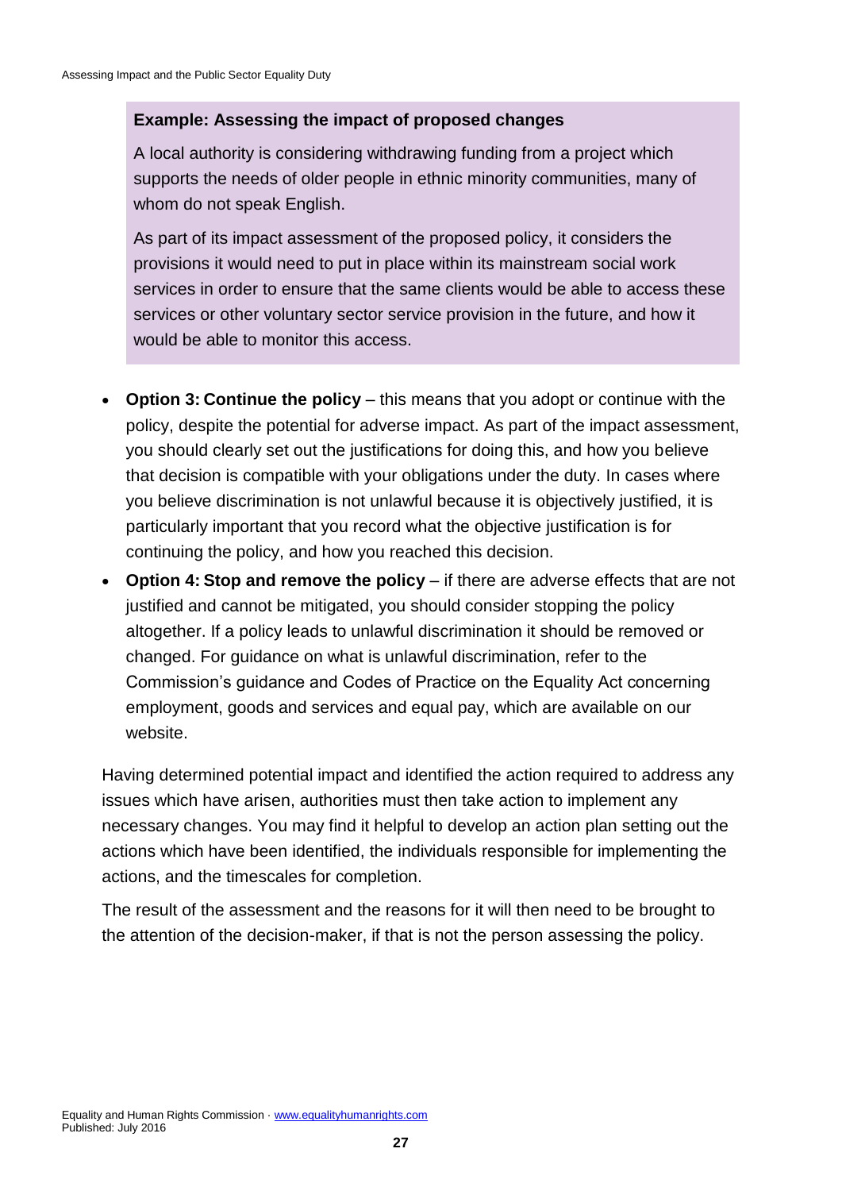**Example: Assessing the impact of proposed changes**

A local authority is considering withdrawing funding from a project which supports the needs of older people in ethnic minority communities, many of whom do not speak English.

As part of its impact assessment of the proposed policy, it considers the provisions it would need to put in place within its mainstream social work services in order to ensure that the same clients would be able to access these services or other voluntary sector service provision in the future, and how it would be able to monitor this access.

- **Option 3: Continue the policy** – this means that you adopt or continue with the policy, despite the potential for adverse impact. As part of the impact assessment, you should clearly set out the justifications for doing this, and how you believe that decision is compatible with your obligations under the duty. In cases where you believe discrimination is not unlawful because it is objectively justified, it is particularly important that you record what the objective justification is for continuing the policy, and how you reached this decision.
- **Option 4: Stop and remove the policy** – if there are adverse effects that are not justified and cannot be mitigated, you should consider stopping the policy altogether. If a policy leads to unlawful discrimination it should be removed or changed. For guidance on what is unlawful discrimination, refer to the Commission's guidance and Codes of Practice on the Equality Act concerning employment, goods and services and equal pay, which are available on our website.

Having determined potential impact and identified the action required to address any issues which have arisen, authorities must then take action to implement any necessary changes. You may find it helpful to develop an action plan setting out the actions which have been identified, the individuals responsible for implementing the actions, and the timescales for completion.

The result of the assessment and the reasons for it will then need to be brought to the attention of the decision-maker, if that is not the person assessing the policy.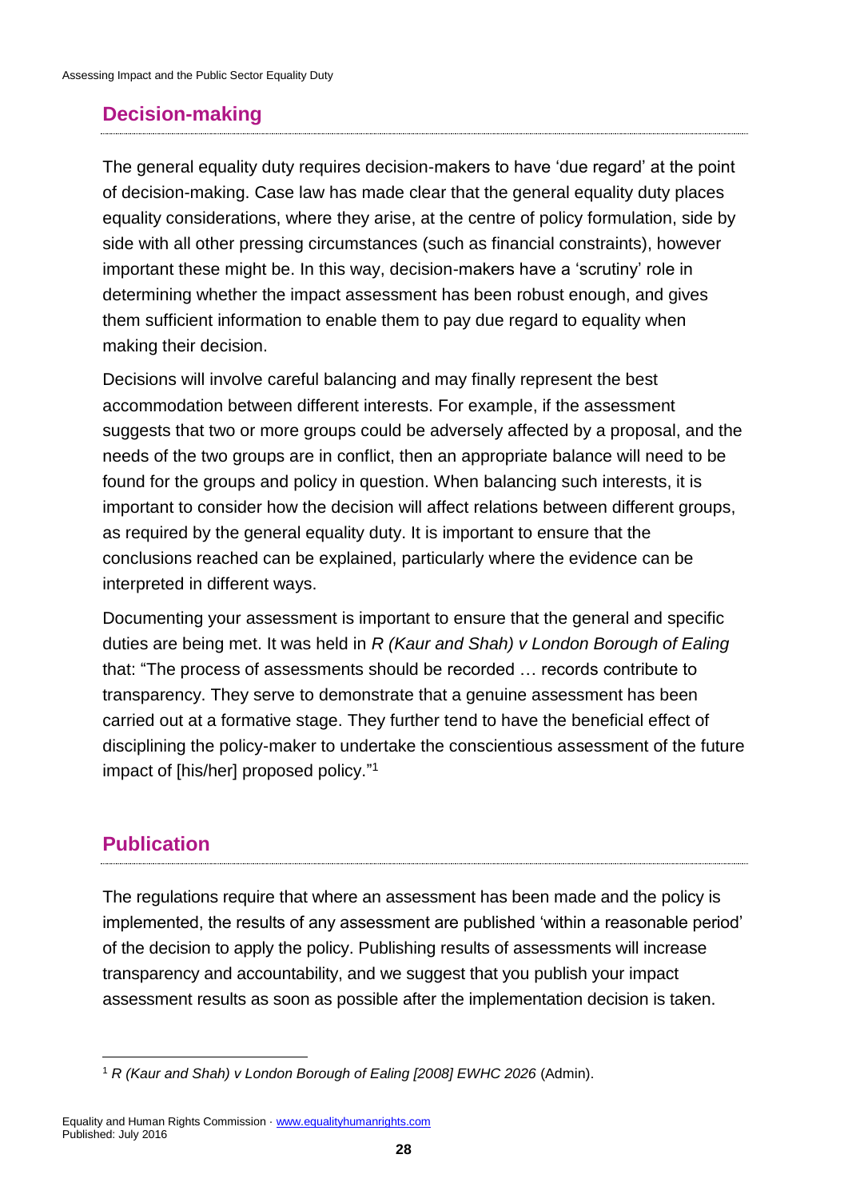## Decision-making

The general equality duty requires decision-makers to have 'due regard' at the point of decision-making. Case law has made clear that the general equality duty places equality considerations, where they arise, at the centre of policy formulation, side by side with all other pressing circumstances (such as financial constraints), however important these might be. In this way, decision-makers have a 'scrutiny' role in determining whether the impact assessment has been robust enough, and gives them sufficient information to enable them to pay due regard to equality when making their decision.

Decisions will involve careful balancing and may finally represent the best accommodation between different interests. For example, if the assessment suggests that two or more groups could be adversely affected by a proposal, and the needs of the two groups are in conflict, then an appropriate balance will need to be found for the groups and policy in question. When balancing such interests, it is important to consider how the decision will affect relations between different groups, as required by the general equality duty. It is important to ensure that the conclusions reached can be explained, particularly where the evidence can be interpreted in different ways.

Documenting your assessment is important to ensure that the general and specific duties are being met. It was held in *R (Kaur and Shah) v London Borough of Ealing* that: "The process of assessments should be recorded … records contribute to transparency. They serve to demonstrate that a genuine assessment has been carried out at a formative stage. They further tend to have the beneficial effect of disciplining the policy-maker to undertake the conscientious assessment of the future impact of [his/her] proposed policy."[1]

## Publication

The regulations require that where an assessment has been made and the policy is implemented, the results of any assessment are published 'within a reasonable period' of the decision to apply the policy. Publishing results of assessments will increase transparency and accountability, and we suggest that you publish your impact assessment results as soon as possible after the implementation decision is taken.

[1] *R (Kaur and Shah) v London Borough of Ealing [2008] EWHC 2026* (Admin).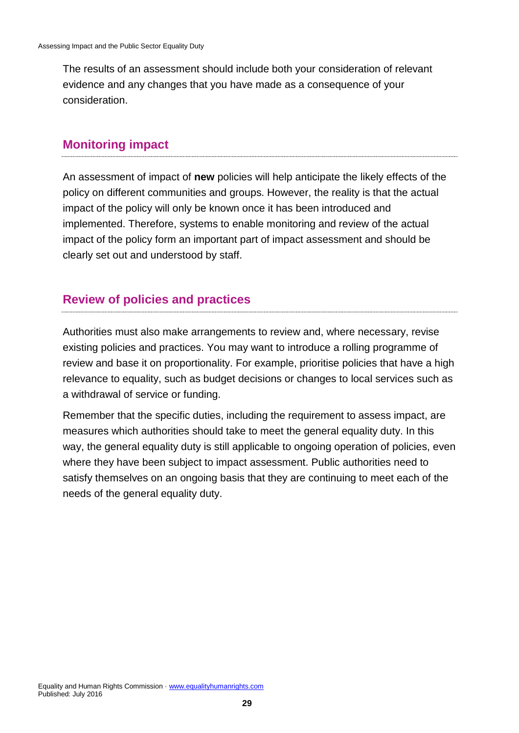The results of an assessment should include both your consideration of relevant evidence and any changes that you have made as a consequence of your consideration.

## Monitoring impact

An assessment of impact of **new** policies will help anticipate the likely effects of the policy on different communities and groups. However, the reality is that the actual impact of the policy will only be known once it has been introduced and implemented. Therefore, systems to enable monitoring and review of the actual impact of the policy form an important part of impact assessment and should be clearly set out and understood by staff.

## Review of policies and practices

Authorities must also make arrangements to review and, where necessary, revise existing policies and practices. You may want to introduce a rolling programme of review and base it on proportionality. For example, prioritise policies that have a high relevance to equality, such as budget decisions or changes to local services such as a withdrawal of service or funding.

Remember that the specific duties, including the requirement to assess impact, are measures which authorities should take to meet the general equality duty. In this way, the general equality duty is still applicable to ongoing operation of policies, even where they have been subject to impact assessment. Public authorities need to satisfy themselves on an ongoing basis that they are continuing to meet each of the needs of the general equality duty.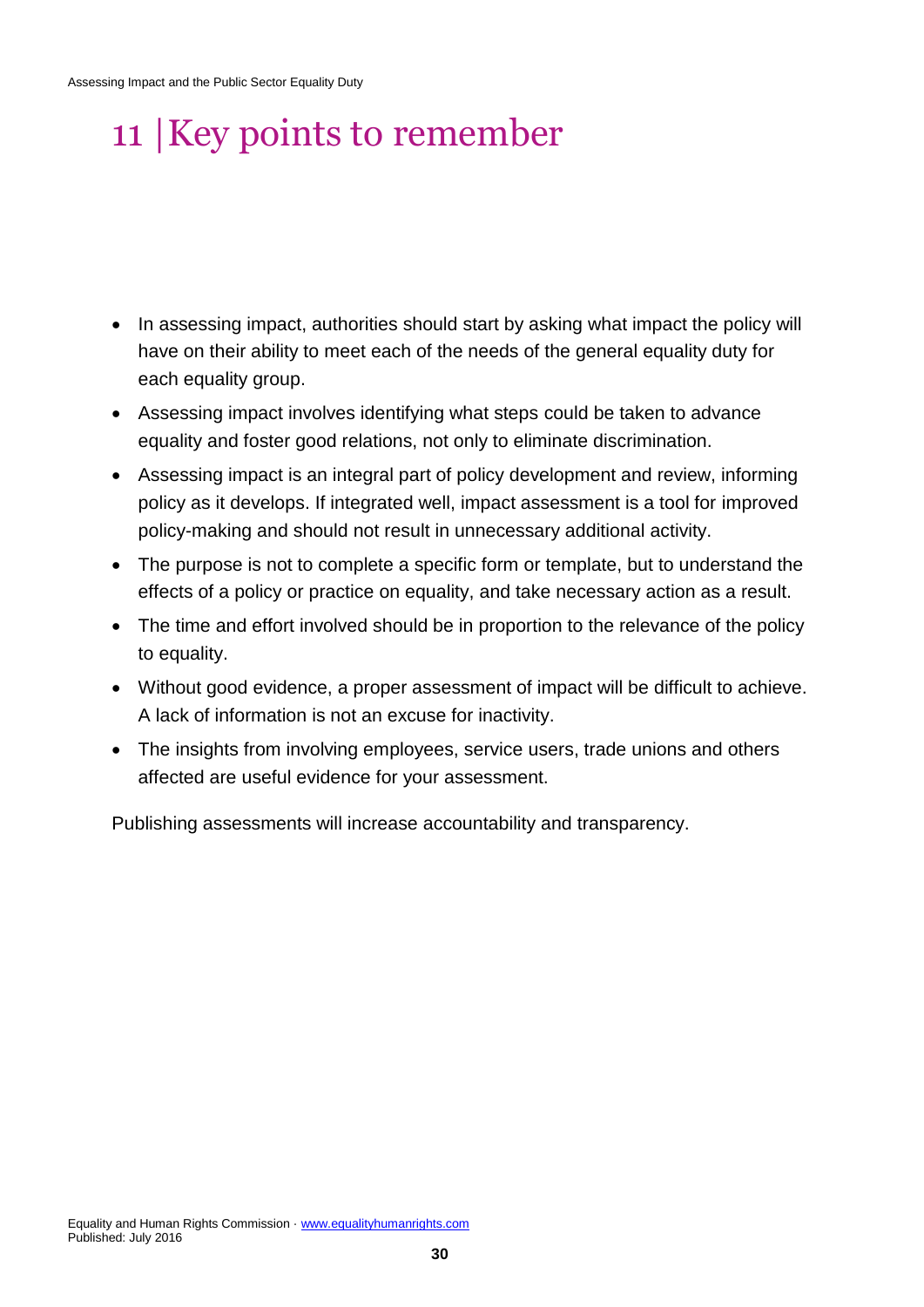# 11 | Key points to remember

- In assessing impact, authorities should start by asking what impact the policy will have on their ability to meet each of the needs of the general equality duty for each equality group.
- Assessing impact involves identifying what steps could be taken to advance equality and foster good relations, not only to eliminate discrimination.
- Assessing impact is an integral part of policy development and review, informing policy as it develops. If integrated well, impact assessment is a tool for improved policy-making and should not result in unnecessary additional activity.
- The purpose is not to complete a specific form or template, but to understand the effects of a policy or practice on equality, and take necessary action as a result.
- The time and effort involved should be in proportion to the relevance of the policy to equality.
- Without good evidence, a proper assessment of impact will be difficult to achieve. A lack of information is not an excuse for inactivity.
- The insights from involving employees, service users, trade unions and others affected are useful evidence for your assessment.

Publishing assessments will increase accountability and transparency.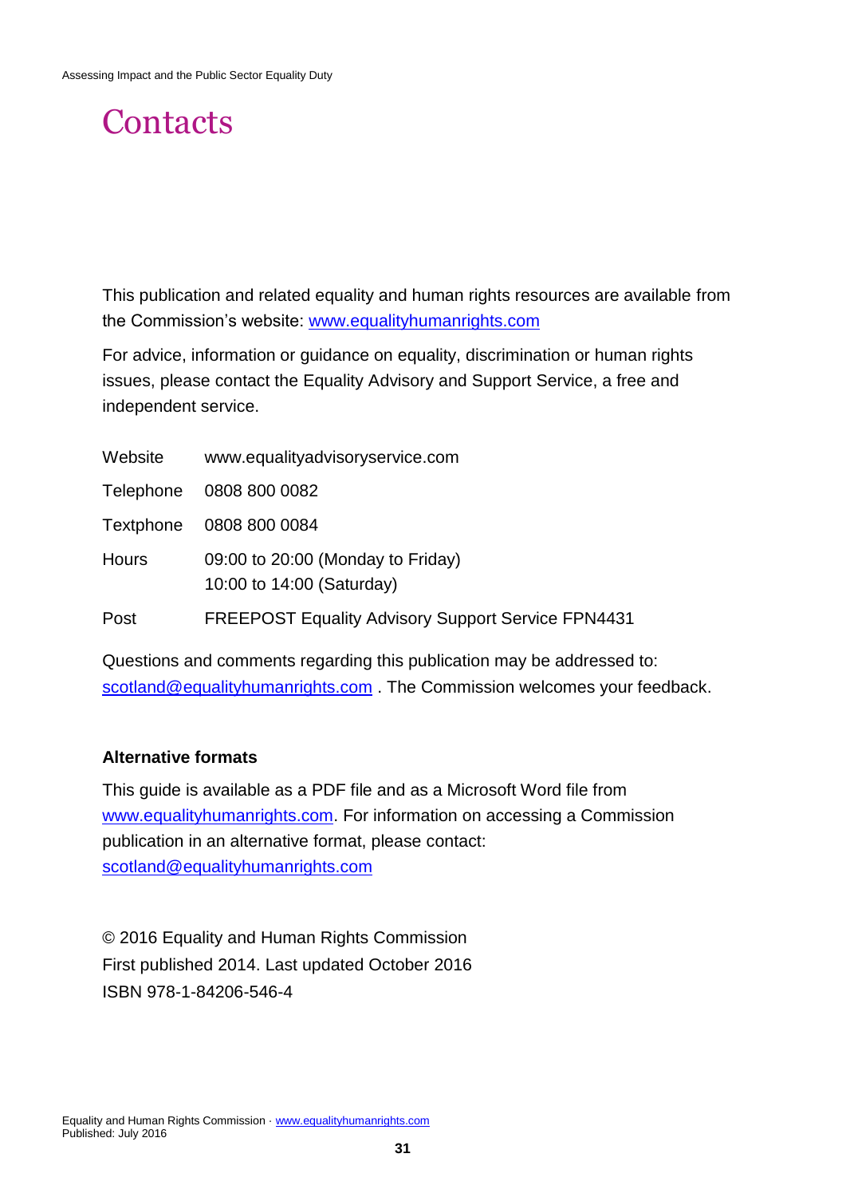# Contacts

This publication and related equality and human rights resources are available from the Commission's website: www.equalityhumanrights.com

For advice, information or guidance on equality, discrimination or human rights issues, please contact the Equality Advisory and Support Service, a free and independent service.

| | |
|---|---|
| Website | www.equalityadvisoryservice.com |
| Telephone | 0808 800 0082 |
| Textphone | 0808 800 0084 |
| Hours | 09:00 to 20:00 (Monday to Friday)<br>10:00 to 14:00 (Saturday) |
| Post | FREEPOST Equality Advisory Support Service FPN4431 |

Questions and comments regarding this publication may be addressed to: scotland@equalityhumanrights.com . The Commission welcomes your feedback.

**Alternative formats**

This guide is available as a PDF file and as a Microsoft Word file from www.equalityhumanrights.com. For information on accessing a Commission publication in an alternative format, please contact: scotland@equalityhumanrights.com

© 2016 Equality and Human Rights Commission
First published 2014. Last updated October 2016
ISBN 978-1-84206-546-4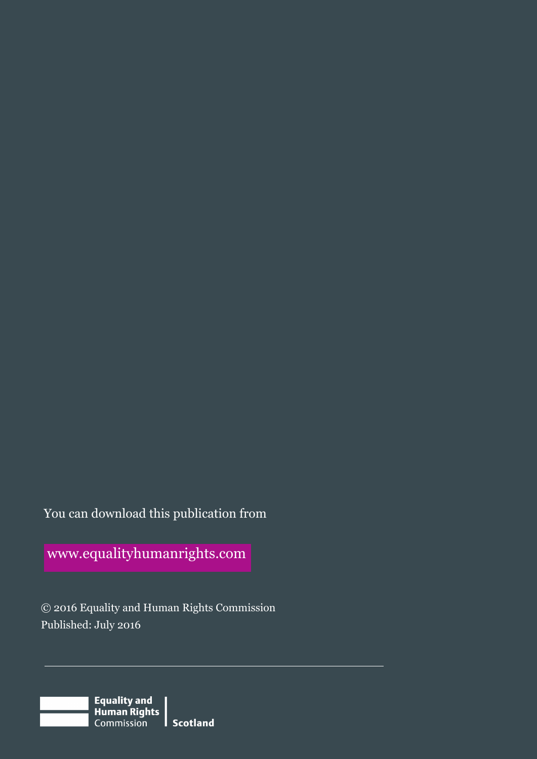You can download this publication from

www.equalityhumanrights.com

© 2016 Equality and Human Rights Commission
Published: July 2016

Equality and Human Rights Commission | Scotland